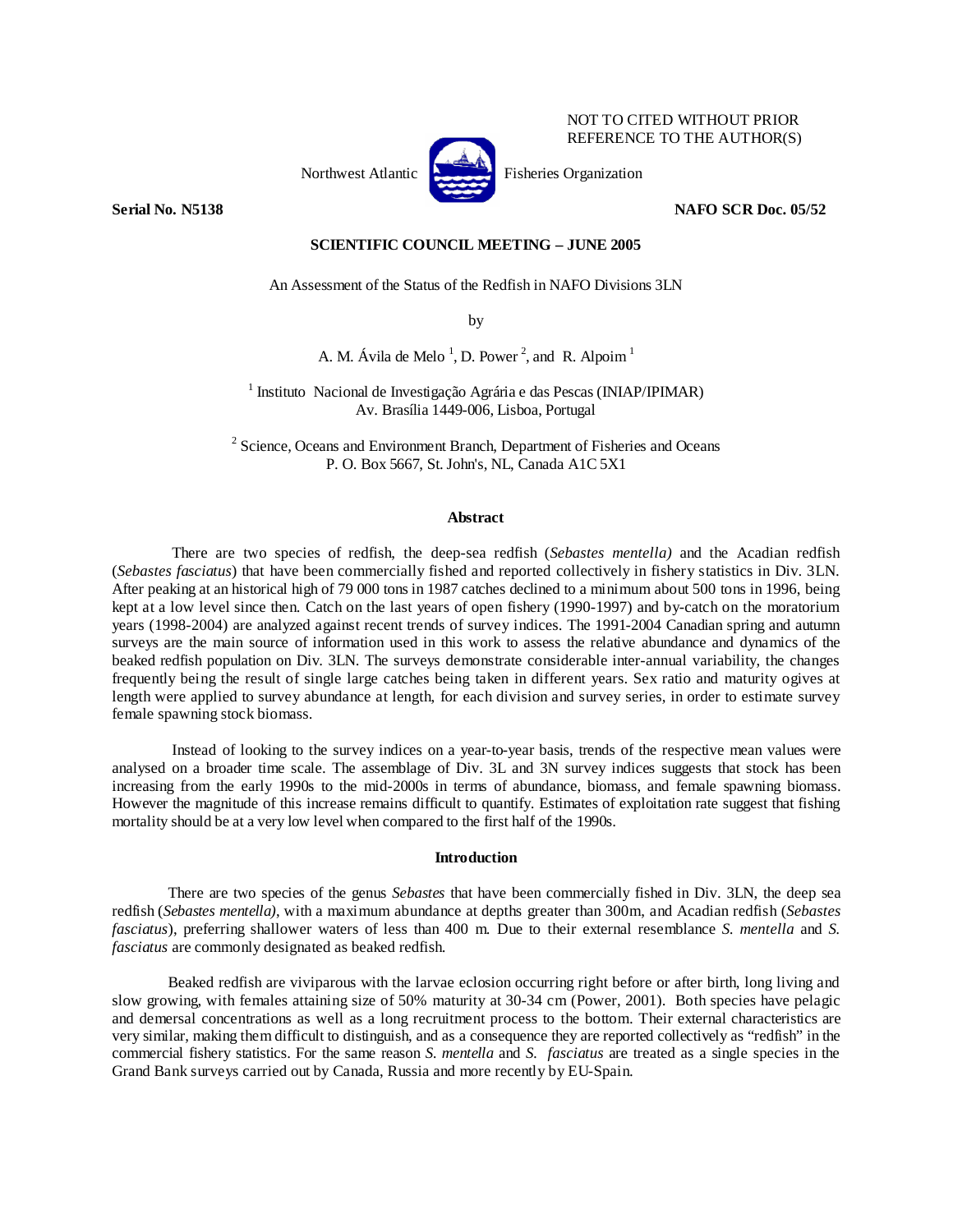NOT TO CITED WITHOUT PRIOR REFERENCE TO THE AUTHOR(S)

Northwest Atlantic Fisheries Organization

**Serial No. N5138** **NAFO SCR Doc. 05/52**

**SCIENTIFIC COUNCIL MEETING – JUNE 2005**

An Assessment of the Status of the Redfish in NAFO Divisions 3LN

by

A. M. Ávila de Melo [1], D. Power [2], and R. Alpoim [1]

[1] Instituto Nacional de Investigação Agrária e das Pescas (INIAP/IPIMAR) Av. Brasília 1449-006, Lisboa, Portugal

[2] Science, Oceans and Environment Branch, Department of Fisheries and Oceans P. O. Box 5667, St. John's, NL, Canada A1C 5X1

## Abstract

There are two species of redfish, the deep-sea redfish (*Sebastes mentella)* and the Acadian redfish (*Sebastes fasciatus*) that have been commercially fished and reported collectively in fishery statistics in Div. 3LN. After peaking at an historical high of 79 000 tons in 1987 catches declined to a minimum about 500 tons in 1996, being kept at a low level since then. Catch on the last years of open fishery (1990-1997) and by-catch on the moratorium years (1998-2004) are analyzed against recent trends of survey indices. The 1991-2004 Canadian spring and autumn surveys are the main source of information used in this work to assess the relative abundance and dynamics of the beaked redfish population on Div. 3LN. The surveys demonstrate considerable inter-annual variability, the changes frequently being the result of single large catches being taken in different years. Sex ratio and maturity ogives at length were applied to survey abundance at length, for each division and survey series, in order to estimate survey female spawning stock biomass.

Instead of looking to the survey indices on a year-to-year basis, trends of the respective mean values were analysed on a broader time scale. The assemblage of Div. 3L and 3N survey indices suggests that stock has been increasing from the early 1990s to the mid-2000s in terms of abundance, biomass, and female spawning biomass. However the magnitude of this increase remains difficult to quantify. Estimates of exploitation rate suggest that fishing mortality should be at a very low level when compared to the first half of the 1990s.

## Introduction

There are two species of the genus *Sebastes* that have been commercially fished in Div. 3LN, the deep sea redfish (*Sebastes mentella)*, with a maximum abundance at depths greater than 300m, and Acadian redfish (*Sebastes fasciatus*), preferring shallower waters of less than 400 m. Due to their external resemblance *S. mentella* and *S. fasciatus* are commonly designated as beaked redfish.

Beaked redfish are viviparous with the larvae eclosion occurring right before or after birth, long living and slow growing, with females attaining size of 50% maturity at 30-34 cm (Power, 2001). Both species have pelagic and demersal concentrations as well as a long recruitment process to the bottom. Their external characteristics are very similar, making them difficult to distinguish, and as a consequence they are reported collectively as "redfish" in the commercial fishery statistics. For the same reason *S. mentella* and *S. fasciatus* are treated as a single species in the Grand Bank surveys carried out by Canada, Russia and more recently by EU-Spain.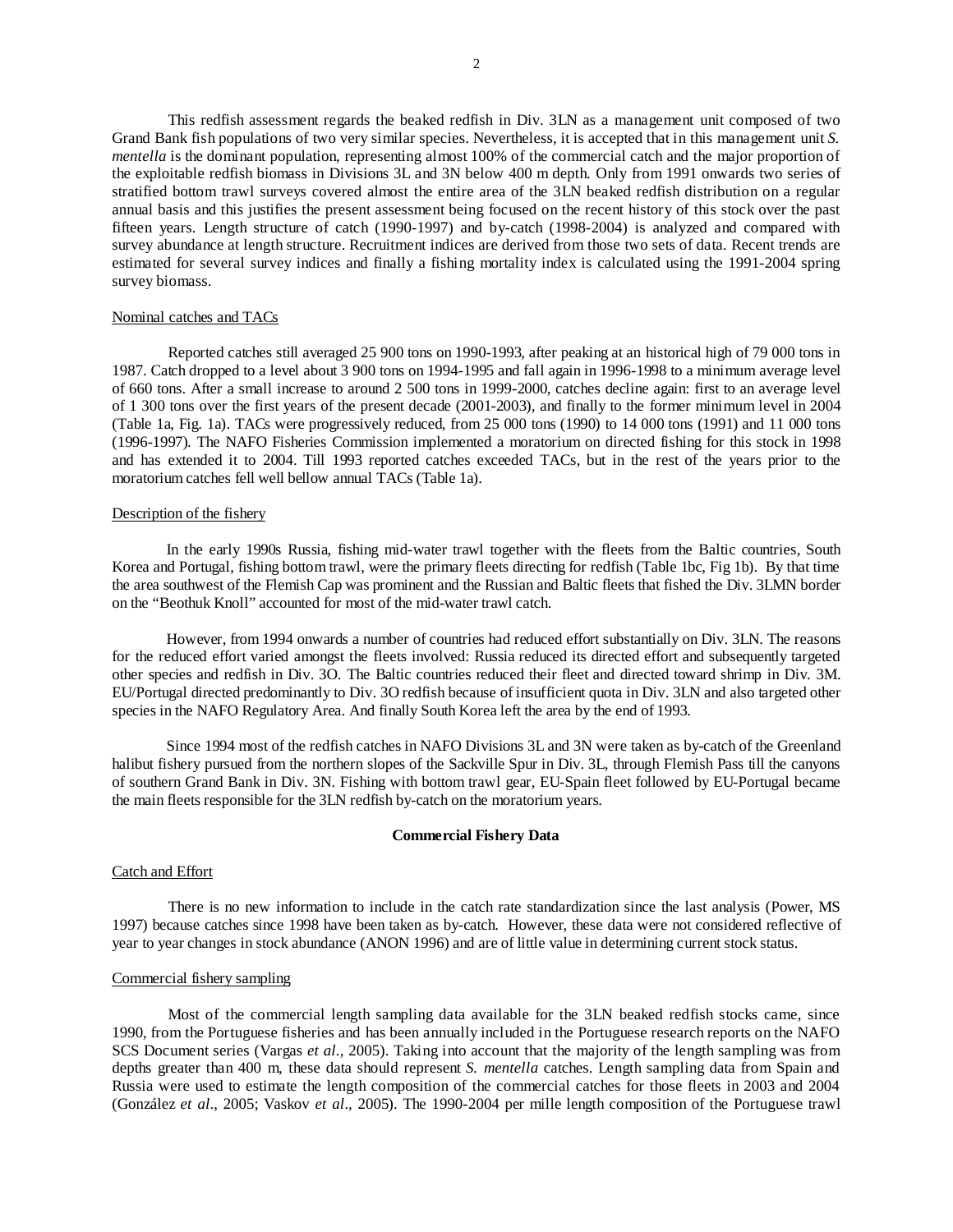This redfish assessment regards the beaked redfish in Div. 3LN as a management unit composed of two Grand Bank fish populations of two very similar species. Nevertheless, it is accepted that in this management unit *S. mentella* is the dominant population, representing almost 100% of the commercial catch and the major proportion of the exploitable redfish biomass in Divisions 3L and 3N below 400 m depth. Only from 1991 onwards two series of stratified bottom trawl surveys covered almost the entire area of the 3LN beaked redfish distribution on a regular annual basis and this justifies the present assessment being focused on the recent history of this stock over the past fifteen years. Length structure of catch (1990-1997) and by-catch (1998-2004) is analyzed and compared with survey abundance at length structure. Recruitment indices are derived from those two sets of data. Recent trends are estimated for several survey indices and finally a fishing mortality index is calculated using the 1991-2004 spring survey biomass.

Nominal catches and TACs

Reported catches still averaged 25 900 tons on 1990-1993, after peaking at an historical high of 79 000 tons in 1987. Catch dropped to a level about 3 900 tons on 1994-1995 and fall again in 1996-1998 to a minimum average level of 660 tons. After a small increase to around 2 500 tons in 1999-2000, catches decline again: first to an average level of 1 300 tons over the first years of the present decade (2001-2003), and finally to the former minimum level in 2004 (Table 1a, Fig. 1a). TACs were progressively reduced, from 25 000 tons (1990) to 14 000 tons (1991) and 11 000 tons (1996-1997). The NAFO Fisheries Commission implemented a moratorium on directed fishing for this stock in 1998 and has extended it to 2004. Till 1993 reported catches exceeded TACs, but in the rest of the years prior to the moratorium catches fell well bellow annual TACs (Table 1a).

Description of the fishery

In the early 1990s Russia, fishing mid-water trawl together with the fleets from the Baltic countries, South Korea and Portugal, fishing bottom trawl, were the primary fleets directing for redfish (Table 1bc, Fig 1b). By that time the area southwest of the Flemish Cap was prominent and the Russian and Baltic fleets that fished the Div. 3LMN border on the "Beothuk Knoll" accounted for most of the mid-water trawl catch.

However, from 1994 onwards a number of countries had reduced effort substantially on Div. 3LN. The reasons for the reduced effort varied amongst the fleets involved: Russia reduced its directed effort and subsequently targeted other species and redfish in Div. 3O. The Baltic countries reduced their fleet and directed toward shrimp in Div. 3M. EU/Portugal directed predominantly to Div. 3O redfish because of insufficient quota in Div. 3LN and also targeted other species in the NAFO Regulatory Area. And finally South Korea left the area by the end of 1993.

Since 1994 most of the redfish catches in NAFO Divisions 3L and 3N were taken as by-catch of the Greenland halibut fishery pursued from the northern slopes of the Sackville Spur in Div. 3L, through Flemish Pass till the canyons of southern Grand Bank in Div. 3N. Fishing with bottom trawl gear, EU-Spain fleet followed by EU-Portugal became the main fleets responsible for the 3LN redfish by-catch on the moratorium years.

**Commercial Fishery Data**

Catch and Effort

There is no new information to include in the catch rate standardization since the last analysis (Power, MS 1997) because catches since 1998 have been taken as by-catch. However, these data were not considered reflective of year to year changes in stock abundance (ANON 1996) and are of little value in determining current stock status.

Commercial fishery sampling

Most of the commercial length sampling data available for the 3LN beaked redfish stocks came, since 1990, from the Portuguese fisheries and has been annually included in the Portuguese research reports on the NAFO SCS Document series (Vargas *et al.*, 2005). Taking into account that the majority of the length sampling was from depths greater than 400 m, these data should represent *S. mentella* catches. Length sampling data from Spain and Russia were used to estimate the length composition of the commercial catches for those fleets in 2003 and 2004 (González *et al*., 2005; Vaskov *et al*., 2005). The 1990-2004 per mille length composition of the Portuguese trawl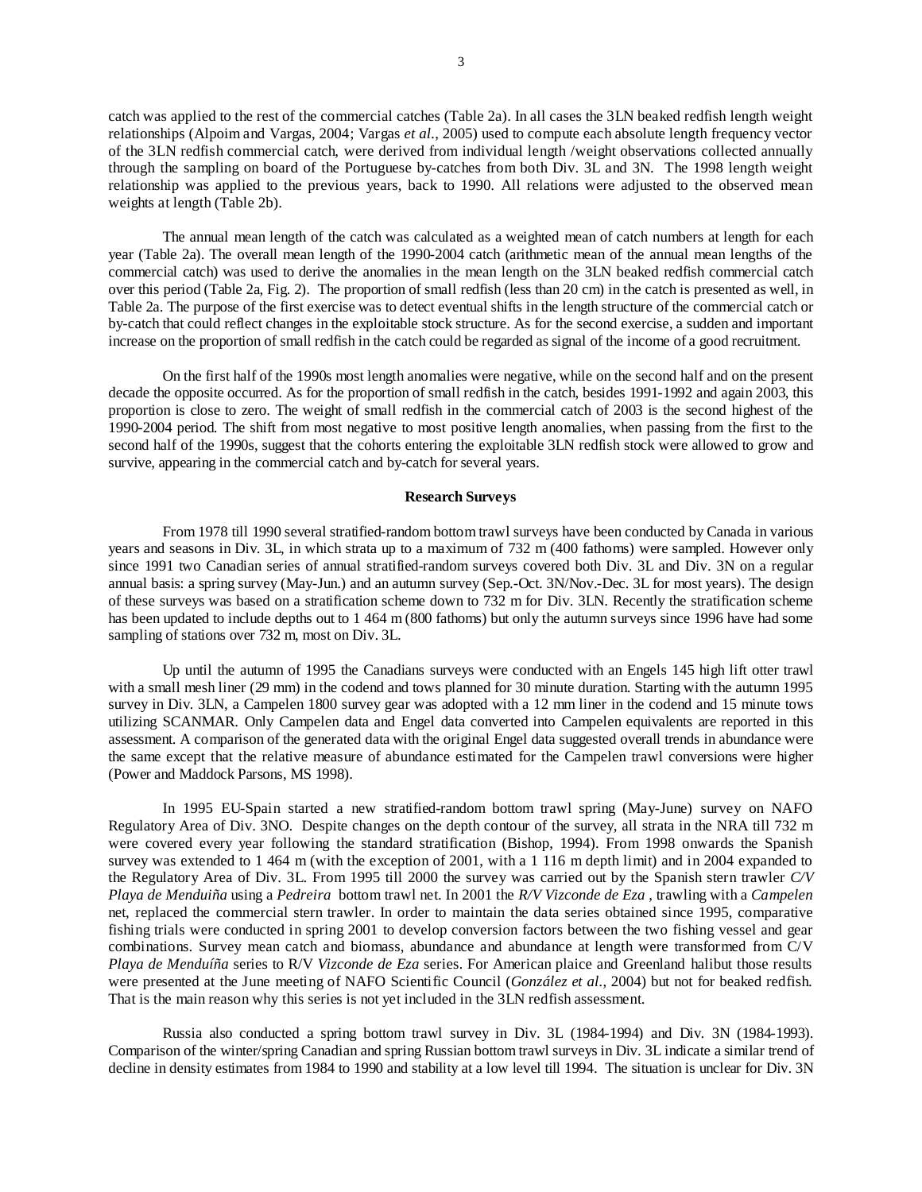catch was applied to the rest of the commercial catches (Table 2a). In all cases the 3LN beaked redfish length weight relationships (Alpoim and Vargas, 2004; Vargas *et al.*, 2005) used to compute each absolute length frequency vector of the 3LN redfish commercial catch, were derived from individual length /weight observations collected annually through the sampling on board of the Portuguese by-catches from both Div. 3L and 3N. The 1998 length weight relationship was applied to the previous years, back to 1990. All relations were adjusted to the observed mean weights at length (Table 2b).

The annual mean length of the catch was calculated as a weighted mean of catch numbers at length for each year (Table 2a). The overall mean length of the 1990-2004 catch (arithmetic mean of the annual mean lengths of the commercial catch) was used to derive the anomalies in the mean length on the 3LN beaked redfish commercial catch over this period (Table 2a, Fig. 2). The proportion of small redfish (less than 20 cm) in the catch is presented as well, in Table 2a. The purpose of the first exercise was to detect eventual shifts in the length structure of the commercial catch or by-catch that could reflect changes in the exploitable stock structure. As for the second exercise, a sudden and important increase on the proportion of small redfish in the catch could be regarded as signal of the income of a good recruitment.

On the first half of the 1990s most length anomalies were negative, while on the second half and on the present decade the opposite occurred. As for the proportion of small redfish in the catch, besides 1991-1992 and again 2003, this proportion is close to zero. The weight of small redfish in the commercial catch of 2003 is the second highest of the 1990-2004 period. The shift from most negative to most positive length anomalies, when passing from the first to the second half of the 1990s, suggest that the cohorts entering the exploitable 3LN redfish stock were allowed to grow and survive, appearing in the commercial catch and by-catch for several years.

## Research Surveys

From 1978 till 1990 several stratified-random bottom trawl surveys have been conducted by Canada in various years and seasons in Div. 3L, in which strata up to a maximum of 732 m (400 fathoms) were sampled. However only since 1991 two Canadian series of annual stratified-random surveys covered both Div. 3L and Div. 3N on a regular annual basis: a spring survey (May-Jun.) and an autumn survey (Sep.-Oct. 3N/Nov.-Dec. 3L for most years). The design of these surveys was based on a stratification scheme down to 732 m for Div. 3LN. Recently the stratification scheme has been updated to include depths out to 1 464 m (800 fathoms) but only the autumn surveys since 1996 have had some sampling of stations over 732 m, most on Div. 3L.

Up until the autumn of 1995 the Canadians surveys were conducted with an Engels 145 high lift otter trawl with a small mesh liner (29 mm) in the codend and tows planned for 30 minute duration. Starting with the autumn 1995 survey in Div. 3LN, a Campelen 1800 survey gear was adopted with a 12 mm liner in the codend and 15 minute tows utilizing SCANMAR. Only Campelen data and Engel data converted into Campelen equivalents are reported in this assessment. A comparison of the generated data with the original Engel data suggested overall trends in abundance were the same except that the relative measure of abundance estimated for the Campelen trawl conversions were higher (Power and Maddock Parsons, MS 1998).

In 1995 EU-Spain started a new stratified-random bottom trawl spring (May-June) survey on NAFO Regulatory Area of Div. 3NO. Despite changes on the depth contour of the survey, all strata in the NRA till 732 m were covered every year following the standard stratification (Bishop, 1994). From 1998 onwards the Spanish survey was extended to 1 464 m (with the exception of 2001, with a 1 116 m depth limit) and in 2004 expanded to the Regulatory Area of Div. 3L. From 1995 till 2000 the survey was carried out by the Spanish stern trawler *C/V Playa de Menduiña* using a *Pedreira* bottom trawl net. In 2001 the *R/V Vizconde de Eza* , trawling with a *Campelen* net, replaced the commercial stern trawler. In order to maintain the data series obtained since 1995, comparative fishing trials were conducted in spring 2001 to develop conversion factors between the two fishing vessel and gear combinations. Survey mean catch and biomass, abundance and abundance at length were transformed from C/V *Playa de Menduíña* series to R/V *Vizconde de Eza* series. For American plaice and Greenland halibut those results were presented at the June meeting of NAFO Scientific Council (*González et al.*, 2004) but not for beaked redfish. That is the main reason why this series is not yet included in the 3LN redfish assessment.

Russia also conducted a spring bottom trawl survey in Div. 3L (1984-1994) and Div. 3N (1984-1993). Comparison of the winter/spring Canadian and spring Russian bottom trawl surveys in Div. 3L indicate a similar trend of decline in density estimates from 1984 to 1990 and stability at a low level till 1994. The situation is unclear for Div. 3N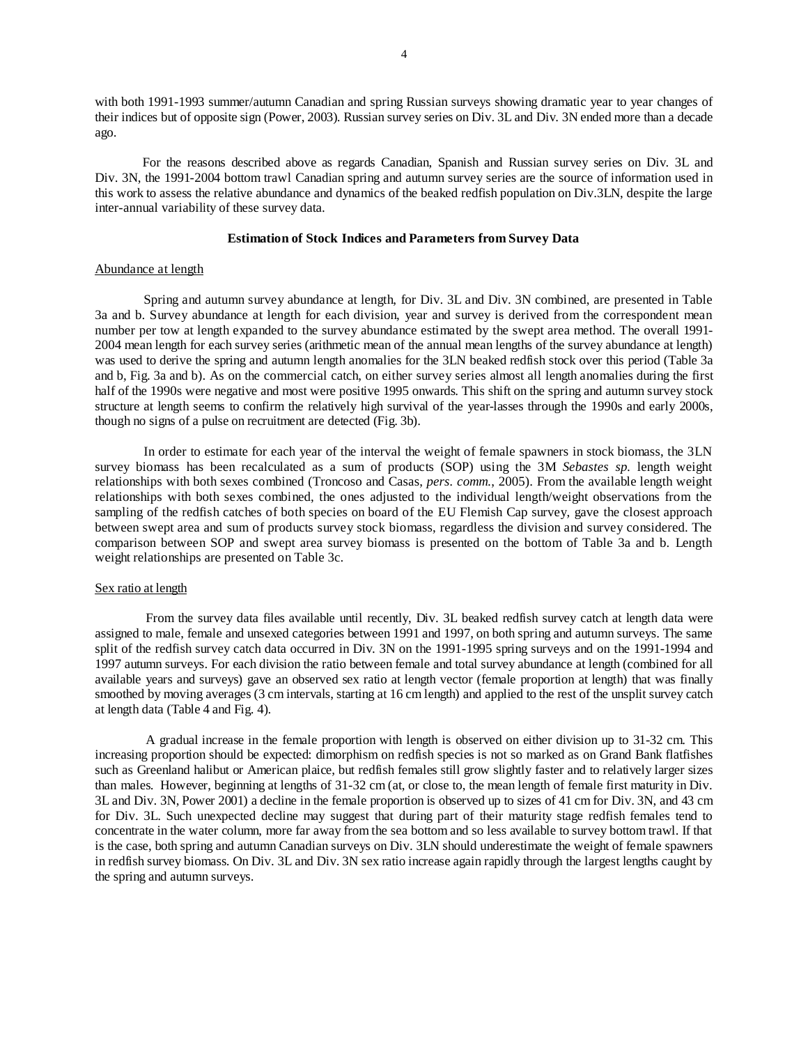with both 1991-1993 summer/autumn Canadian and spring Russian surveys showing dramatic year to year changes of their indices but of opposite sign (Power, 2003). Russian survey series on Div. 3L and Div. 3N ended more than a decade ago.

For the reasons described above as regards Canadian, Spanish and Russian survey series on Div. 3L and Div. 3N, the 1991-2004 bottom trawl Canadian spring and autumn survey series are the source of information used in this work to assess the relative abundance and dynamics of the beaked redfish population on Div.3LN, despite the large inter-annual variability of these survey data.

## Estimation of Stock Indices and Parameters from Survey Data

### Abundance at length

Spring and autumn survey abundance at length, for Div. 3L and Div. 3N combined, are presented in Table 3a and b. Survey abundance at length for each division, year and survey is derived from the correspondent mean number per tow at length expanded to the survey abundance estimated by the swept area method. The overall 1991-2004 mean length for each survey series (arithmetic mean of the annual mean lengths of the survey abundance at length) was used to derive the spring and autumn length anomalies for the 3LN beaked redfish stock over this period (Table 3a and b, Fig. 3a and b). As on the commercial catch, on either survey series almost all length anomalies during the first half of the 1990s were negative and most were positive 1995 onwards. This shift on the spring and autumn survey stock structure at length seems to confirm the relatively high survival of the year-lasses through the 1990s and early 2000s, though no signs of a pulse on recruitment are detected (Fig. 3b).

In order to estimate for each year of the interval the weight of female spawners in stock biomass, the 3LN survey biomass has been recalculated as a sum of products (SOP) using the 3M *Sebastes sp.* length weight relationships with both sexes combined (Troncoso and Casas, *pers. comm.*, 2005). From the available length weight relationships with both sexes combined, the ones adjusted to the individual length/weight observations from the sampling of the redfish catches of both species on board of the EU Flemish Cap survey, gave the closest approach between swept area and sum of products survey stock biomass, regardless the division and survey considered. The comparison between SOP and swept area survey biomass is presented on the bottom of Table 3a and b. Length weight relationships are presented on Table 3c.

### Sex ratio at length

From the survey data files available until recently, Div. 3L beaked redfish survey catch at length data were assigned to male, female and unsexed categories between 1991 and 1997, on both spring and autumn surveys. The same split of the redfish survey catch data occurred in Div. 3N on the 1991-1995 spring surveys and on the 1991-1994 and 1997 autumn surveys. For each division the ratio between female and total survey abundance at length (combined for all available years and surveys) gave an observed sex ratio at length vector (female proportion at length) that was finally smoothed by moving averages (3 cm intervals, starting at 16 cm length) and applied to the rest of the unsplit survey catch at length data (Table 4 and Fig. 4).

A gradual increase in the female proportion with length is observed on either division up to 31-32 cm. This increasing proportion should be expected: dimorphism on redfish species is not so marked as on Grand Bank flatfishes such as Greenland halibut or American plaice, but redfish females still grow slightly faster and to relatively larger sizes than males. However, beginning at lengths of 31-32 cm (at, or close to, the mean length of female first maturity in Div. 3L and Div. 3N, Power 2001) a decline in the female proportion is observed up to sizes of 41 cm for Div. 3N, and 43 cm for Div. 3L. Such unexpected decline may suggest that during part of their maturity stage redfish females tend to concentrate in the water column, more far away from the sea bottom and so less available to survey bottom trawl. If that is the case, both spring and autumn Canadian surveys on Div. 3LN should underestimate the weight of female spawners in redfish survey biomass. On Div. 3L and Div. 3N sex ratio increase again rapidly through the largest lengths caught by the spring and autumn surveys.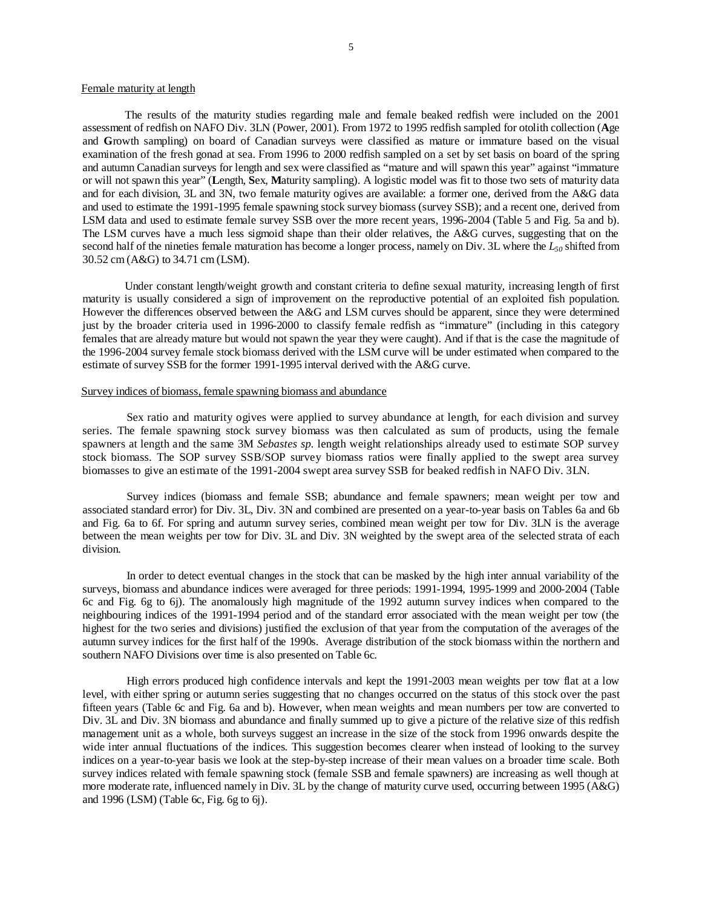Female maturity at length

The results of the maturity studies regarding male and female beaked redfish were included on the 2001 assessment of redfish on NAFO Div. 3LN (Power, 2001). From 1972 to 1995 redfish sampled for otolith collection (**A**ge and **G**rowth sampling) on board of Canadian surveys were classified as mature or immature based on the visual examination of the fresh gonad at sea. From 1996 to 2000 redfish sampled on a set by set basis on board of the spring and autumn Canadian surveys for length and sex were classified as "mature and will spawn this year" against "immature or will not spawn this year" (**L**ength, **S**ex, **M**aturity sampling). A logistic model was fit to those two sets of maturity data and for each division, 3L and 3N, two female maturity ogives are available: a former one, derived from the A&G data and used to estimate the 1991-1995 female spawning stock survey biomass (survey SSB); and a recent one, derived from LSM data and used to estimate female survey SSB over the more recent years, 1996-2004 (Table 5 and Fig. 5a and b). The LSM curves have a much less sigmoid shape than their older relatives, the A&G curves, suggesting that on the second half of the nineties female maturation has become a longer process, namely on Div. 3L where the $L_{50}$ shifted from 30.52 cm (A&G) to 34.71 cm (LSM).

Under constant length/weight growth and constant criteria to define sexual maturity, increasing length of first maturity is usually considered a sign of improvement on the reproductive potential of an exploited fish population. However the differences observed between the A&G and LSM curves should be apparent, since they were determined just by the broader criteria used in 1996-2000 to classify female redfish as "immature" (including in this category females that are already mature but would not spawn the year they were caught). And if that is the case the magnitude of the 1996-2004 survey female stock biomass derived with the LSM curve will be under estimated when compared to the estimate of survey SSB for the former 1991-1995 interval derived with the A&G curve.

Survey indices of biomass, female spawning biomass and abundance

Sex ratio and maturity ogives were applied to survey abundance at length, for each division and survey series. The female spawning stock survey biomass was then calculated as sum of products, using the female spawners at length and the same 3M *Sebastes sp.* length weight relationships already used to estimate SOP survey stock biomass. The SOP survey SSB/SOP survey biomass ratios were finally applied to the swept area survey biomasses to give an estimate of the 1991-2004 swept area survey SSB for beaked redfish in NAFO Div. 3LN.

Survey indices (biomass and female SSB; abundance and female spawners; mean weight per tow and associated standard error) for Div. 3L, Div. 3N and combined are presented on a year-to-year basis on Tables 6a and 6b and Fig. 6a to 6f. For spring and autumn survey series, combined mean weight per tow for Div. 3LN is the average between the mean weights per tow for Div. 3L and Div. 3N weighted by the swept area of the selected strata of each division.

In order to detect eventual changes in the stock that can be masked by the high inter annual variability of the surveys, biomass and abundance indices were averaged for three periods: 1991-1994, 1995-1999 and 2000-2004 (Table 6c and Fig. 6g to 6j). The anomalously high magnitude of the 1992 autumn survey indices when compared to the neighbouring indices of the 1991-1994 period and of the standard error associated with the mean weight per tow (the highest for the two series and divisions) justified the exclusion of that year from the computation of the averages of the autumn survey indices for the first half of the 1990s. Average distribution of the stock biomass within the northern and southern NAFO Divisions over time is also presented on Table 6c.

High errors produced high confidence intervals and kept the 1991-2003 mean weights per tow flat at a low level, with either spring or autumn series suggesting that no changes occurred on the status of this stock over the past fifteen years (Table 6c and Fig. 6a and b). However, when mean weights and mean numbers per tow are converted to Div. 3L and Div. 3N biomass and abundance and finally summed up to give a picture of the relative size of this redfish management unit as a whole, both surveys suggest an increase in the size of the stock from 1996 onwards despite the wide inter annual fluctuations of the indices. This suggestion becomes clearer when instead of looking to the survey indices on a year-to-year basis we look at the step-by-step increase of their mean values on a broader time scale. Both survey indices related with female spawning stock (female SSB and female spawners) are increasing as well though at more moderate rate, influenced namely in Div. 3L by the change of maturity curve used, occurring between 1995 (A&G) and 1996 (LSM) (Table 6c, Fig. 6g to 6j).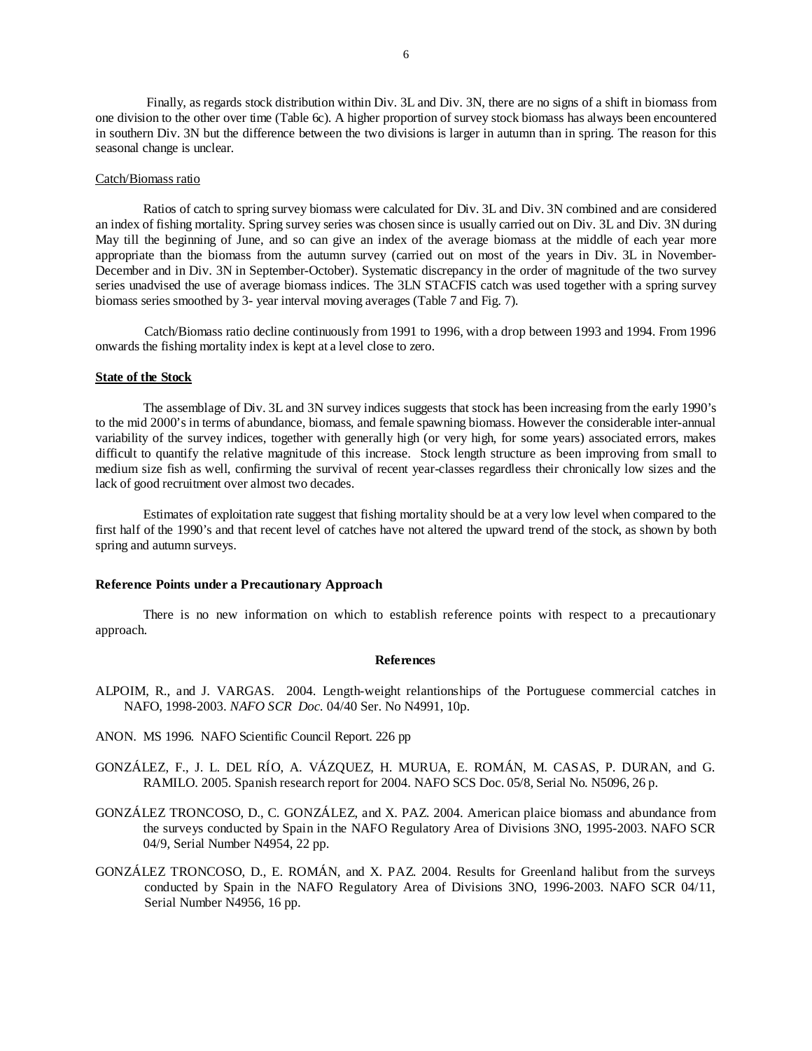Finally, as regards stock distribution within Div. 3L and Div. 3N, there are no signs of a shift in biomass from one division to the other over time (Table 6c). A higher proportion of survey stock biomass has always been encountered in southern Div. 3N but the difference between the two divisions is larger in autumn than in spring. The reason for this seasonal change is unclear.

Catch/Biomass ratio

Ratios of catch to spring survey biomass were calculated for Div. 3L and Div. 3N combined and are considered an index of fishing mortality. Spring survey series was chosen since is usually carried out on Div. 3L and Div. 3N during May till the beginning of June, and so can give an index of the average biomass at the middle of each year more appropriate than the biomass from the autumn survey (carried out on most of the years in Div. 3L in November-December and in Div. 3N in September-October). Systematic discrepancy in the order of magnitude of the two survey series unadvised the use of average biomass indices. The 3LN STACFIS catch was used together with a spring survey biomass series smoothed by 3- year interval moving averages (Table 7 and Fig. 7).

Catch/Biomass ratio decline continuously from 1991 to 1996, with a drop between 1993 and 1994. From 1996 onwards the fishing mortality index is kept at a level close to zero.

**State of the Stock**

The assemblage of Div. 3L and 3N survey indices suggests that stock has been increasing from the early 1990's to the mid 2000's in terms of abundance, biomass, and female spawning biomass. However the considerable inter-annual variability of the survey indices, together with generally high (or very high, for some years) associated errors, makes difficult to quantify the relative magnitude of this increase. Stock length structure as been improving from small to medium size fish as well, confirming the survival of recent year-classes regardless their chronically low sizes and the lack of good recruitment over almost two decades.

Estimates of exploitation rate suggest that fishing mortality should be at a very low level when compared to the first half of the 1990's and that recent level of catches have not altered the upward trend of the stock, as shown by both spring and autumn surveys.

**Reference Points under a Precautionary Approach**

There is no new information on which to establish reference points with respect to a precautionary approach.

**References**

ALPOIM, R., and J. VARGAS. 2004. Length-weight relantionships of the Portuguese commercial catches in NAFO, 1998-2003. *NAFO SCR Doc.* 04/40 Ser. No N4991, 10p.

ANON. MS 1996. NAFO Scientific Council Report. 226 pp

GONZÁLEZ, F., J. L. DEL RÍO, A. VÁZQUEZ, H. MURUA, E. ROMÁN, M. CASAS, P. DURAN, and G. RAMILO. 2005. Spanish research report for 2004. NAFO SCS Doc. 05/8, Serial No. N5096, 26 p.

GONZÁLEZ TRONCOSO, D., C. GONZÁLEZ, and X. PAZ. 2004. American plaice biomass and abundance from the surveys conducted by Spain in the NAFO Regulatory Area of Divisions 3NO, 1995-2003. NAFO SCR 04/9, Serial Number N4954, 22 pp.

GONZÁLEZ TRONCOSO, D., E. ROMÁN, and X. PAZ. 2004. Results for Greenland halibut from the surveys conducted by Spain in the NAFO Regulatory Area of Divisions 3NO, 1996-2003. NAFO SCR 04/11, Serial Number N4956, 16 pp.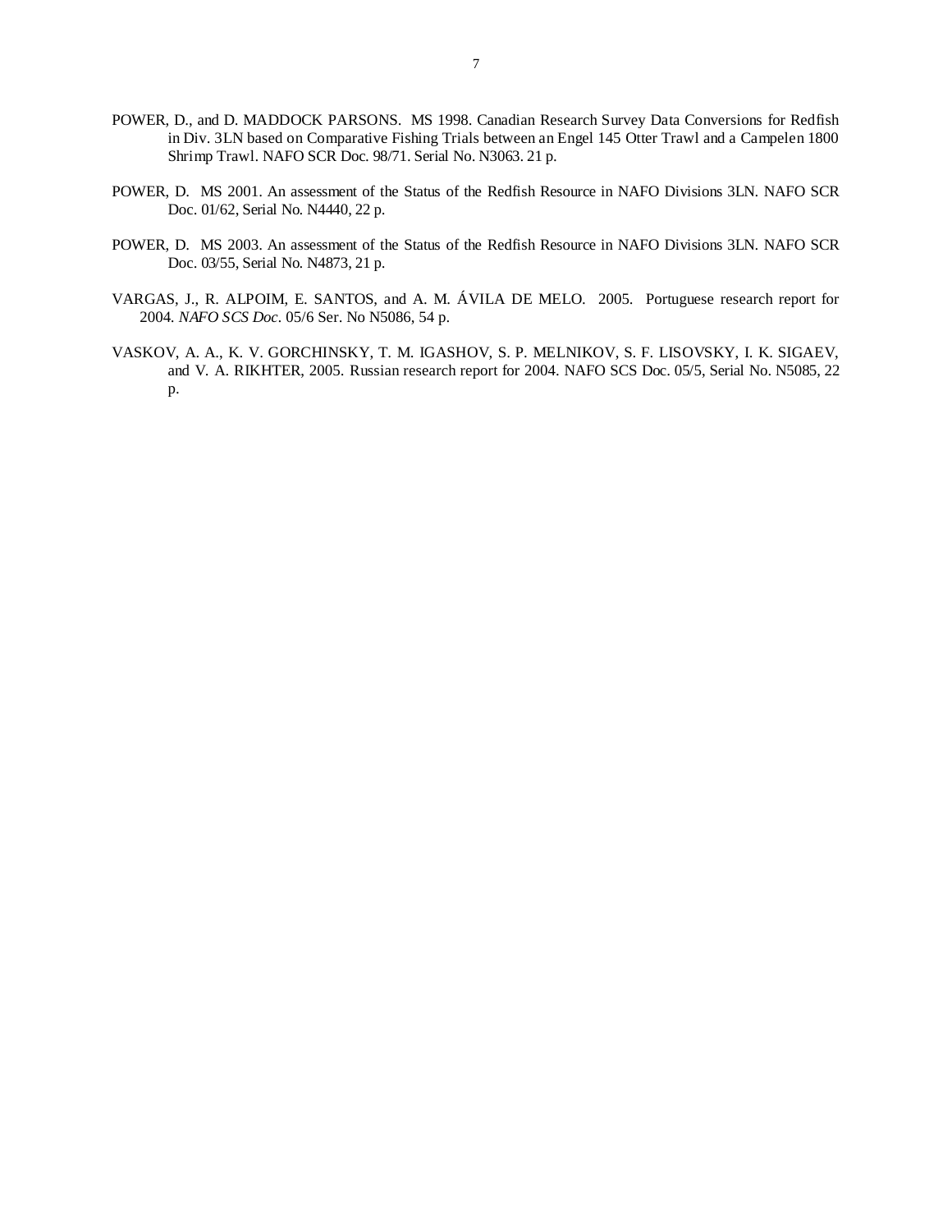POWER, D., and D. MADDOCK PARSONS. MS 1998. Canadian Research Survey Data Conversions for Redfish in Div. 3LN based on Comparative Fishing Trials between an Engel 145 Otter Trawl and a Campelen 1800 Shrimp Trawl. NAFO SCR Doc. 98/71. Serial No. N3063. 21 p.

POWER, D. MS 2001. An assessment of the Status of the Redfish Resource in NAFO Divisions 3LN. NAFO SCR Doc. 01/62, Serial No. N4440, 22 p.

POWER, D. MS 2003. An assessment of the Status of the Redfish Resource in NAFO Divisions 3LN. NAFO SCR Doc. 03/55, Serial No. N4873, 21 p.

VARGAS, J., R. ALPOIM, E. SANTOS, and A. M. ÁVILA DE MELO. 2005. Portuguese research report for 2004. *NAFO SCS Doc*. 05/6 Ser. No N5086, 54 p.

VASKOV, A. A., K. V. GORCHINSKY, T. M. IGASHOV, S. P. MELNIKOV, S. F. LISOVSKY, I. K. SIGAEV, and V. A. RIKHTER, 2005. Russian research report for 2004. NAFO SCS Doc. 05/5, Serial No. N5085, 22 p.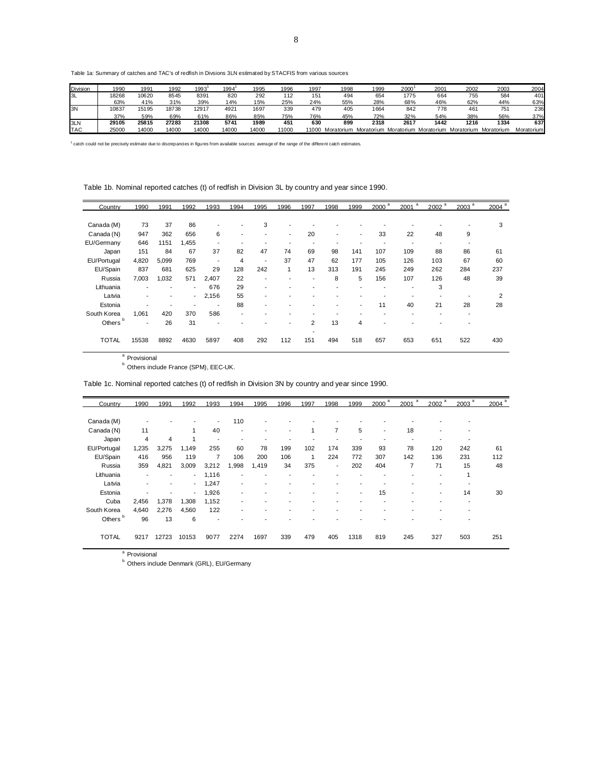Table 1a: Summary of catches and TAC's of redfish in Divsions 3LN estimated by STACFIS from various sources

| Division | 1990 | 1991 | 1992 | 1993[1] | 1994[1] | 1995 | 1996 | 1997 | 1998 | 1999 | 2000[1] | 2001 | 2002 | 2003 | 2004 |
|---|---|---|---|---|---|---|---|---|---|---|---|---|---|---|---|
| 3L | 18268 | 10620 | 8545 | 8391 | 820 | 292 | 112 | 151 | 494 | 654 | 1775 | 664 | 755 | 584 | 401 |
| | 63% | 41% | 31% | 39% | 14% | 15% | 25% | 24% | 55% | 28% | 68% | 46% | 62% | 44% | 63% |
| 3N | 10837 | 15195 | 18738 | 12917 | 4921 | 1697 | 339 | 479 | 405 | 1664 | 842 | 778 | 461 | 751 | 236 |
| | 37% | 59% | 69% | 61% | 86% | 85% | 75% | 76% | 45% | 72% | 32% | 54% | 38% | 56% | 37% |
| **3LN** | **29105** | **25815** | **27283** | **21308** | **5741** | **1989** | **451** | **630** | **899** | **2318** | **2617** | **1442** | **1216** | **1334** | **637** |
| TAC | 25000 | 14000 | 14000 | 14000 | 14000 | 14000 | 11000 | 11000 | Moratorium | Moratorium | Moratorium | Moratorium | Moratorium | Moratorium | Moratorium |

[1] catch could not be precisely estimate due to discrepancies in figures from available sources: average of the range of the different catch estimates.

Table 1b. Nominal reported catches (t) of redfish in Division 3L by country and year since 1990.

| Country | 1990 | 1991 | 1992 | 1993 | 1994 | 1995 | 1996 | 1997 | 1998 | 1999 | 2000 [a] | 2001 [a] | 2002 [a] | 2003 [a] | 2004 [a] |
|---|---|---|---|---|---|---|---|---|---|---|---|---|---|---|---|
| Canada (M) | 73 | 37 | 86 | - | - | 3 | - | - | - | - | - | - | - | - | 3 |
| Canada (N) | 947 | 362 | 656 | 6 | - | - | - | 20 | - | - | 33 | 22 | 48 | 9 | |
| EU/Germany | 646 | 1151 | 1,455 | - | - | - | - | - | - | - | - | - | - | - | |
| Japan | 151 | 84 | 67 | 37 | 82 | 47 | 74 | 69 | 98 | 141 | 107 | 109 | 88 | 86 | 61 |
| EU/Portugal | 4,820 | 5,099 | 769 | - | 4 | - | 37 | 47 | 62 | 177 | 105 | 126 | 103 | 67 | 60 |
| EU/Spain | 837 | 681 | 625 | 29 | 128 | 242 | 1 | 13 | 313 | 191 | 245 | 249 | 262 | 284 | 237 |
| Russia | 7,003 | 1,032 | 571 | 2,407 | 22 | - | - | - | 8 | 5 | 156 | 107 | 126 | 48 | 39 |
| Lithuania | - | - | - | 676 | 29 | - | - | - | - | - | - | - | 3 | | |
| Latvia | - | - | - | 2,156 | 55 | - | - | - | - | - | - | - | - | - | 2 |
| Estonia | - | - | - | - | 88 | - | - | - | - | - | 11 | 40 | 21 | 28 | 28 |
| South Korea | 1,061 | 420 | 370 | 586 | - | - | - | - | - | - | - | - | - | - | |
| Others [b] | - | 26 | 31 | - | - | - | - | 2 | 13 | 4 | - | - | - | - | |
| TOTAL | 15538 | 8892 | 4630 | 5897 | 408 | 292 | 112 | 151 | 494 | 518 | 657 | 653 | 651 | 522 | 430 |

[a] Provisional

[b] Others include France (SPM), EEC-UK.

Table 1c. Nominal reported catches (t) of redfish in Division 3N by country and year since 1990.

| Country | 1990 | 1991 | 1992 | 1993 | 1994 | 1995 | 1996 | 1997 | 1998 | 1999 | 2000 [a] | 2001 [a] | 2002 [a] | 2003 [a] | 2004 [a] |
|---|---|---|---|---|---|---|---|---|---|---|---|---|---|---|---|
| Canada (M) | - | - | - | - | 110 | - | - | - | - | - | - | - | - | - | |
| Canada (N) | 11 | | 1 | 40 | - | - | - | 1 | 7 | 5 | - | 18 | - | - | |
| Japan | 4 | 4 | 1 | - | - | - | - | - | - | - | - | - | - | - | |
| EU/Portugal | 1,235 | 3,275 | 1,149 | 255 | 60 | 78 | 199 | 102 | 174 | 339 | 93 | 78 | 120 | 242 | 61 |
| EU/Spain | 416 | 956 | 119 | 7 | 106 | 200 | 106 | 1 | 224 | 772 | 307 | 142 | 136 | 231 | 112 |
| Russia | 359 | 4,821 | 3,009 | 3,212 | 1,998 | 1,419 | 34 | 375 | - | 202 | 404 | 7 | 71 | 15 | 48 |
| Lithuania | - | - | - | 1,116 | - | - | - | - | - | - | - | - | - | 1 | |
| Latvia | - | - | - | 1,247 | - | - | - | - | - | - | - | - | - | - | |
| Estonia | - | - | - | 1,926 | - | - | - | - | - | - | 15 | - | - | 14 | 30 |
| Cuba | 2,456 | 1,378 | 1,308 | 1,152 | - | - | - | - | - | - | - | - | - | - | |
| South Korea | 4,640 | 2,276 | 4,560 | 122 | - | - | - | - | - | - | - | - | - | - | |
| Others [b] | 96 | 13 | 6 | - | - | - | - | - | - | - | - | - | - | - | |
| TOTAL | 9217 | 12723 | 10153 | 9077 | 2274 | 1697 | 339 | 479 | 405 | 1318 | 819 | 245 | 327 | 503 | 251 |

[a] Provisional

[b] Others include Denmark (GRL), EU/Germany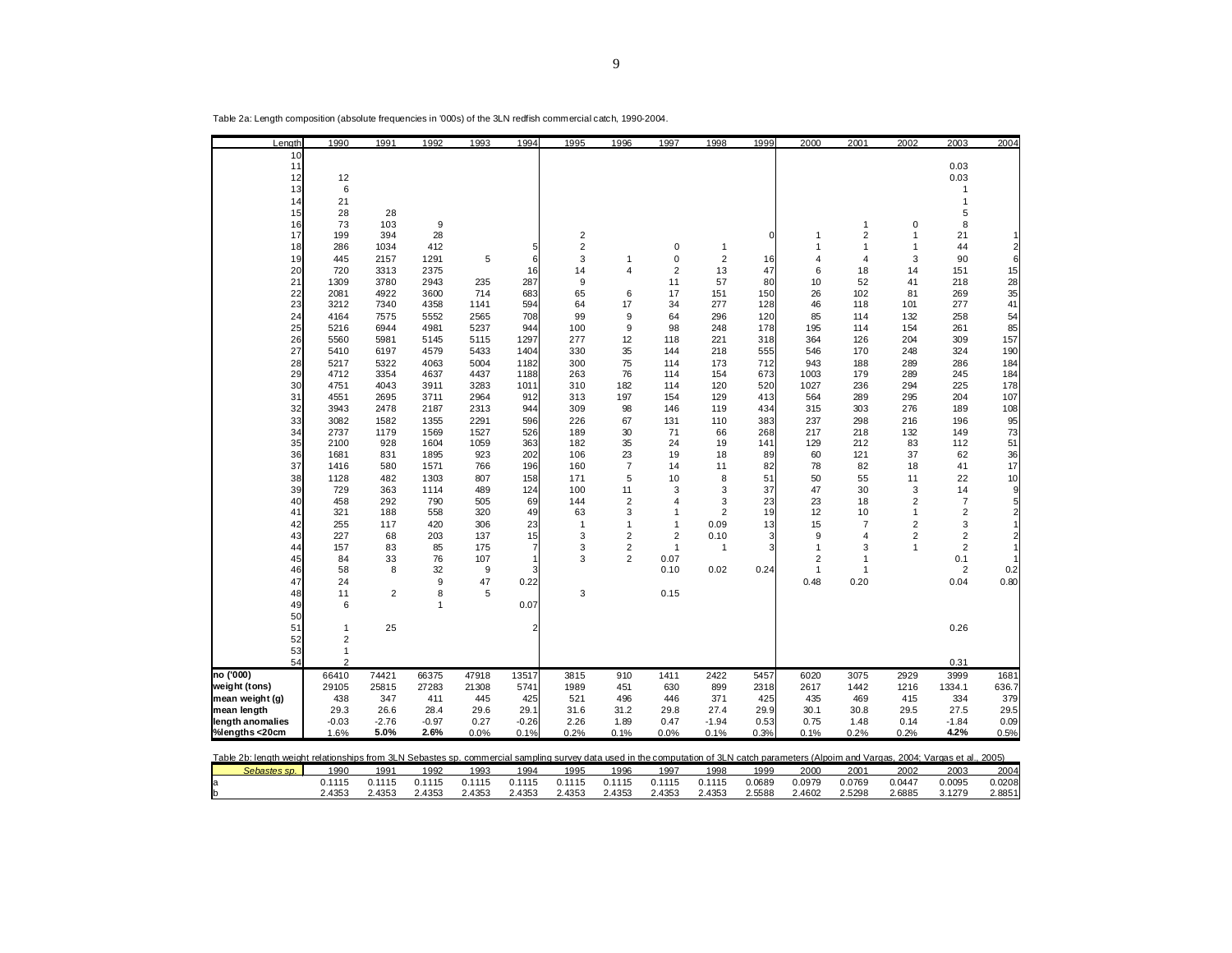Table 2a: Length composition (absolute frequencies in '000s) of the 3LN redfish commercial catch, 1990-2004.

| Length | 1990 | 1991 | 1992 | 1993 | 1994 | 1995 | 1996 | 1997 | 1998 | 1999 | 2000 | 2001 | 2002 | 2003 | 2004 |
|---|---|---|---|---|---|---|---|---|---|---|---|---|---|---|---|
| 10 | | | | | | | | | | | | | | | |
| 11 | | | | | | | | | | | | | | 0.03 | |
| 12 | 12 | | | | | | | | | | | | | 0.03 | |
| 13 | 6 | | | | | | | | | | | | | 1 | |
| 14 | 21 | | | | | | | | | | | | | 1 | |
| 15 | 28 | 28 | | | | | | | | | | | | 5 | |
| 16 | 73 | 103 | 9 | | | | | | | | | 1 | 0 | 8 | |
| 17 | 199 | 394 | 28 | | | 2 | | | | 0 | 1 | 2 | 1 | 21 | 1 |
| 18 | 286 | 1034 | 412 | | 5 | 2 | | 0 | 1 | | 1 | 1 | 1 | 44 | 2 |
| 19 | 445 | 2157 | 1291 | 5 | 6 | 3 | 1 | 0 | 2 | 16 | 4 | 4 | 3 | 90 | 6 |
| 20 | 720 | 3313 | 2375 | | 16 | 14 | 4 | 2 | 13 | 47 | 6 | 18 | 14 | 151 | 15 |
| 21 | 1309 | 3780 | 2943 | 235 | 287 | 9 | | 11 | 57 | 80 | 10 | 52 | 41 | 218 | 28 |
| 22 | 2081 | 4922 | 3600 | 714 | 683 | 65 | 6 | 17 | 151 | 150 | 26 | 102 | 81 | 269 | 35 |
| 23 | 3212 | 7340 | 4358 | 1141 | 594 | 64 | 17 | 34 | 277 | 128 | 46 | 118 | 101 | 277 | 41 |
| 24 | 4164 | 7575 | 5552 | 2565 | 708 | 99 | 9 | 64 | 296 | 120 | 85 | 114 | 132 | 258 | 54 |
| 25 | 5216 | 6944 | 4981 | 5237 | 944 | 100 | 9 | 98 | 248 | 178 | 195 | 114 | 154 | 261 | 85 |
| 26 | 5560 | 5981 | 5145 | 5115 | 1297 | 277 | 12 | 118 | 221 | 318 | 364 | 126 | 204 | 309 | 157 |
| 27 | 5410 | 6197 | 4579 | 5433 | 1404 | 330 | 35 | 144 | 218 | 555 | 546 | 170 | 248 | 324 | 190 |
| 28 | 5217 | 5322 | 4063 | 5004 | 1182 | 300 | 75 | 114 | 173 | 712 | 943 | 188 | 289 | 286 | 184 |
| 29 | 4712 | 3354 | 4637 | 4437 | 1188 | 263 | 76 | 114 | 154 | 673 | 1003 | 179 | 289 | 245 | 184 |
| 30 | 4751 | 4043 | 3911 | 3283 | 1011 | 310 | 182 | 114 | 120 | 520 | 1027 | 236 | 294 | 225 | 178 |
| 31 | 4551 | 2695 | 3711 | 2964 | 912 | 313 | 197 | 154 | 129 | 413 | 564 | 289 | 295 | 204 | 107 |
| 32 | 3943 | 2478 | 2187 | 2313 | 944 | 309 | 98 | 146 | 119 | 434 | 315 | 303 | 276 | 189 | 108 |
| 33 | 3082 | 1582 | 1355 | 2291 | 596 | 226 | 67 | 131 | 110 | 383 | 237 | 298 | 216 | 196 | 95 |
| 34 | 2737 | 1179 | 1569 | 1527 | 526 | 189 | 30 | 71 | 66 | 268 | 217 | 218 | 132 | 149 | 73 |
| 35 | 2100 | 928 | 1604 | 1059 | 363 | 182 | 35 | 24 | 19 | 141 | 129 | 212 | 83 | 112 | 51 |
| 36 | 1681 | 831 | 1895 | 923 | 202 | 106 | 23 | 19 | 18 | 89 | 60 | 121 | 37 | 62 | 36 |
| 37 | 1416 | 580 | 1571 | 766 | 196 | 160 | 7 | 14 | 11 | 82 | 78 | 82 | 18 | 41 | 17 |
| 38 | 1128 | 482 | 1303 | 807 | 158 | 171 | 5 | 10 | 8 | 51 | 50 | 55 | 11 | 22 | 10 |
| 39 | 729 | 363 | 1114 | 489 | 124 | 100 | 11 | 3 | 3 | 37 | 47 | 30 | 3 | 14 | 9 |
| 40 | 458 | 292 | 790 | 505 | 69 | 144 | 2 | 4 | 3 | 23 | 23 | 18 | 2 | 7 | 5 |
| 41 | 321 | 188 | 558 | 320 | 49 | 63 | 3 | 1 | 2 | 19 | 12 | 10 | 1 | 2 | 2 |
| 42 | 255 | 117 | 420 | 306 | 23 | 1 | 1 | 1 | 0.09 | 13 | 15 | 7 | 2 | 3 | 1 |
| 43 | 227 | 68 | 203 | 137 | 15 | 3 | 2 | 2 | 0.10 | 3 | 9 | 4 | 2 | 2 | 2 |
| 44 | 157 | 83 | 85 | 175 | 7 | 3 | 2 | 1 | 1 | 3 | 1 | 3 | 1 | 2 | 1 |
| 45 | 84 | 33 | 76 | 107 | 1 | 3 | 2 | 0.07 | | | 2 | 1 | | 0.1 | 1 |
| 46 | 58 | 8 | 32 | 9 | 3 | | | 0.10 | 0.02 | 0.24 | 1 | 1 | | 2 | 0.2 |
| 47 | 24 | | 9 | 47 | 0.22 | | | | | | 0.48 | 0.20 | | 0.04 | 0.80 |
| 48 | 11 | 2 | 8 | 5 | | 3 | | 0.15 | | | | | | | |
| 49 | 6 | | 1 | | 0.07 | | | | | | | | | | |
| 50 | | | | | | | | | | | | | | | |
| 51 | 1 | 25 | | | 2 | | | | | | | | | 0.26 | |
| 52 | 2 | | | | | | | | | | | | | | |
| 53 | 1 | | | | | | | | | | | | | | |
| 54 | 2 | | | | | | | | | | | | | 0.31 | |
| **no ('000)** | 66410 | 74421 | 66375 | 47918 | 13517 | 3815 | 910 | 1411 | 2422 | 5457 | 6020 | 3075 | 2929 | 3999 | 1681 |
| **weight (tons)** | 29105 | 25815 | 27283 | 21308 | 5741 | 1989 | 451 | 630 | 899 | 2318 | 2617 | 1442 | 1216 | 1334.1 | 636.7 |
| **mean weight (g)** | 438 | 347 | 411 | 445 | 425 | 521 | 496 | 446 | 371 | 425 | 435 | 469 | 415 | 334 | 379 |
| **mean length** | 29.3 | 26.6 | 28.4 | 29.6 | 29.1 | 31.6 | 31.2 | 29.8 | 27.4 | 29.9 | 30.1 | 30.8 | 29.5 | 27.5 | 29.5 |
| **length anomalies** | -0.03 | -2.76 | -0.97 | 0.27 | -0.26 | 2.26 | 1.89 | 0.47 | -1.94 | 0.53 | 0.75 | 1.48 | 0.14 | -1.84 | 0.09 |
| **%lengths <20cm** | 1.6% | **5.0%** | **2.6%** | 0.0% | 0.1% | 0.2% | 0.1% | 0.0% | 0.1% | 0.3% | 0.1% | 0.2% | 0.2% | **4.2%** | 0.5% |

Table 2b: length weight relationships from 3LN Sebastes sp. commercial sampling survey data used in the computation of 3LN catch parameters (Alpoim and Vargas, 2004; Vargas et al., 2005)

| *Sebastes sp.* | 1990 | 1991 | 1992 | 1993 | 1994 | 1995 | 1996 | 1997 | 1998 | 1999 | 2000 | 2001 | 2002 | 2003 | 2004 |
|---|---|---|---|---|---|---|---|---|---|---|---|---|---|---|---|
| a | 0.1115 | 0.1115 | 0.1115 | 0.1115 | 0.1115 | 0.1115 | 0.1115 | 0.1115 | 0.1115 | 0.0689 | 0.0979 | 0.0769 | 0.0447 | 0.0095 | 0.0208 |
| b | 2.4353 | 2.4353 | 2.4353 | 2.4353 | 2.4353 | 2.4353 | 2.4353 | 2.4353 | 2.4353 | 2.5588 | 2.4602 | 2.5298 | 2.6885 | 3.1279 | 2.8851 |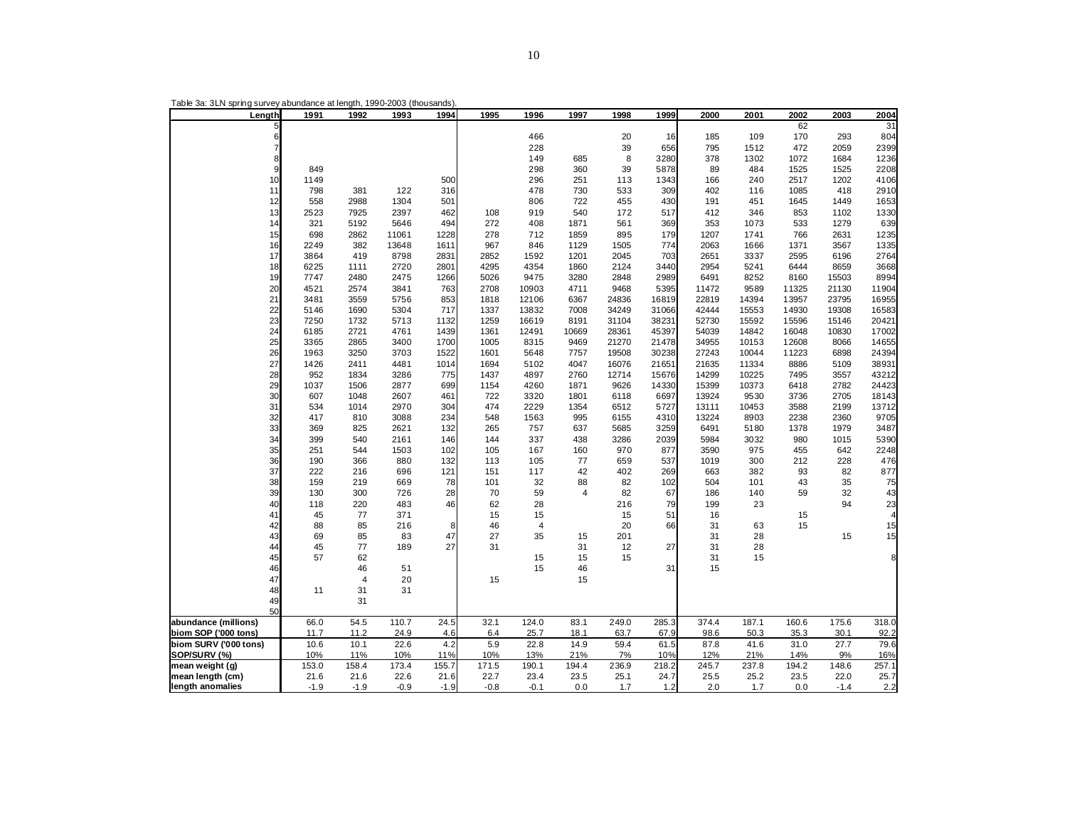Table 3a: 3LN spring survey abundance at length, 1990-2003 (thousands).

| Length | 1991 | 1992 | 1993 | 1994 | 1995 | 1996 | 1997 | 1998 | 1999 | 2000 | 2001 | 2002 | 2003 | 2004 |
|---|---|---|---|---|---|---|---|---|---|---|---|---|---|---|
| 5 | | | | | | | | | | | | 62 | | 31 |
| 6 | | | | | | 466 | | 20 | 16 | 185 | 109 | 170 | 293 | 804 |
| 7 | | | | | | 228 | | 39 | 656 | 795 | 1512 | 472 | 2059 | 2399 |
| 8 | | | | | | 149 | 685 | 8 | 3280 | 378 | 1302 | 1072 | 1684 | 1236 |
| 9 | 849 | | | | | 298 | 360 | 39 | 5878 | 89 | 484 | 1525 | 1525 | 2208 |
| 10 | 1149 | | | 500 | | 296 | 251 | 113 | 1343 | 166 | 240 | 2517 | 1202 | 4106 |
| 11 | 798 | 381 | 122 | 316 | | 478 | 730 | 533 | 309 | 402 | 116 | 1085 | 418 | 2910 |
| 12 | 558 | 2988 | 1304 | 501 | | 806 | 722 | 455 | 430 | 191 | 451 | 1645 | 1449 | 1653 |
| 13 | 2523 | 7925 | 2397 | 462 | 108 | 919 | 540 | 172 | 517 | 412 | 346 | 853 | 1102 | 1330 |
| 14 | 321 | 5192 | 5646 | 494 | 272 | 408 | 1871 | 561 | 369 | 353 | 1073 | 533 | 1279 | 639 |
| 15 | 698 | 2862 | 11061 | 1228 | 278 | 712 | 1859 | 895 | 179 | 1207 | 1741 | 766 | 2631 | 1235 |
| 16 | 2249 | 382 | 13648 | 1611 | 967 | 846 | 1129 | 1505 | 774 | 2063 | 1666 | 1371 | 3567 | 1335 |
| 17 | 3864 | 419 | 8798 | 2831 | 2852 | 1592 | 1201 | 2045 | 703 | 2651 | 3337 | 2595 | 6196 | 2764 |
| 18 | 6225 | 1111 | 2720 | 2801 | 4295 | 4354 | 1860 | 2124 | 3440 | 2954 | 5241 | 6444 | 8659 | 3668 |
| 19 | 7747 | 2480 | 2475 | 1266 | 5026 | 9475 | 3280 | 2848 | 2989 | 6491 | 8252 | 8160 | 15503 | 8994 |
| 20 | 4521 | 2574 | 3841 | 763 | 2708 | 10903 | 4711 | 9468 | 5395 | 11472 | 9589 | 11325 | 21130 | 11904 |
| 21 | 3481 | 3559 | 5756 | 853 | 1818 | 12106 | 6367 | 24836 | 16819 | 22819 | 14394 | 13957 | 23795 | 16955 |
| 22 | 5146 | 1690 | 5304 | 717 | 1337 | 13832 | 7008 | 34249 | 31066 | 42444 | 15553 | 14930 | 19308 | 16583 |
| 23 | 7250 | 1732 | 5713 | 1132 | 1259 | 16619 | 8191 | 31104 | 38231 | 52730 | 15592 | 15596 | 15146 | 20421 |
| 24 | 6185 | 2721 | 4761 | 1439 | 1361 | 12491 | 10669 | 28361 | 45397 | 54039 | 14842 | 16048 | 10830 | 17002 |
| 25 | 3365 | 2865 | 3400 | 1700 | 1005 | 8315 | 9469 | 21270 | 21478 | 34955 | 10153 | 12608 | 8066 | 14655 |
| 26 | 1963 | 3250 | 3703 | 1522 | 1601 | 5648 | 7757 | 19508 | 30238 | 27243 | 10044 | 11223 | 6898 | 24394 |
| 27 | 1426 | 2411 | 4481 | 1014 | 1694 | 5102 | 4047 | 16076 | 21651 | 21635 | 11334 | 8886 | 5109 | 38931 |
| 28 | 952 | 1834 | 3286 | 775 | 1437 | 4897 | 2760 | 12714 | 15676 | 14299 | 10225 | 7495 | 3557 | 43212 |
| 29 | 1037 | 1506 | 2877 | 699 | 1154 | 4260 | 1871 | 9626 | 14330 | 15399 | 10373 | 6418 | 2782 | 24423 |
| 30 | 607 | 1048 | 2607 | 461 | 722 | 3320 | 1801 | 6118 | 6697 | 13924 | 9530 | 3736 | 2705 | 18143 |
| 31 | 534 | 1014 | 2970 | 304 | 474 | 2229 | 1354 | 6512 | 5727 | 13111 | 10453 | 3588 | 2199 | 13712 |
| 32 | 417 | 810 | 3088 | 234 | 548 | 1563 | 995 | 6155 | 4310 | 13224 | 8903 | 2238 | 2360 | 9705 |
| 33 | 369 | 825 | 2621 | 132 | 265 | 757 | 637 | 5685 | 3259 | 6491 | 5180 | 1378 | 1979 | 3487 |
| 34 | 399 | 540 | 2161 | 146 | 144 | 337 | 438 | 3286 | 2039 | 5984 | 3032 | 980 | 1015 | 5390 |
| 35 | 251 | 544 | 1503 | 102 | 105 | 167 | 160 | 970 | 877 | 3590 | 975 | 455 | 642 | 2248 |
| 36 | 190 | 366 | 880 | 132 | 113 | 105 | 77 | 659 | 537 | 1019 | 300 | 212 | 228 | 476 |
| 37 | 222 | 216 | 696 | 121 | 151 | 117 | 42 | 402 | 269 | 663 | 382 | 93 | 82 | 877 |
| 38 | 159 | 219 | 669 | 78 | 101 | 32 | 88 | 82 | 102 | 504 | 101 | 43 | 35 | 75 |
| 39 | 130 | 300 | 726 | 28 | 70 | 59 | 4 | 82 | 67 | 186 | 140 | 59 | 32 | 43 |
| 40 | 118 | 220 | 483 | 46 | 62 | 28 | | 216 | 79 | 199 | 23 | | 94 | 23 |
| 41 | 45 | 77 | 371 | | 15 | 15 | | 15 | 51 | 16 | | 15 | | 4 |
| 42 | 88 | 85 | 216 | 8 | 46 | 4 | | 20 | 66 | 31 | 63 | 15 | | 15 |
| 43 | 69 | 85 | 83 | 47 | 27 | 35 | 15 | 201 | | 31 | 28 | | 15 | 15 |
| 44 | 45 | 77 | 189 | 27 | 31 | | 31 | 12 | 27 | 31 | 28 | | | |
| 45 | 57 | 62 | | | | 15 | 15 | 15 | | 31 | 15 | | | 8 |
| 46 | | 46 | 51 | | | 15 | 46 | | 31 | 15 | | | | |
| 47 | | 4 | 20 | | 15 | | 15 | | | | | | | |
| 48 | 11 | 31 | 31 | | | | | | | | | | | |
| 49 | | 31 | | | | | | | | | | | | |
| 50 | | | | | | | | | | | | | | |
| **abundance (millions)** | 66.0 | 54.5 | 110.7 | 24.5 | 32.1 | 124.0 | 83.1 | 249.0 | 285.3 | 374.4 | 187.1 | 160.6 | 175.6 | 318.0 |
| **biom SOP ('000 tons)** | 11.7 | 11.2 | 24.9 | 4.6 | 6.4 | 25.7 | 18.1 | 63.7 | 67.9 | 98.6 | 50.3 | 35.3 | 30.1 | 92.2 |
| **biom SURV ('000 tons)** | 10.6 | 10.1 | 22.6 | 4.2 | 5.9 | 22.8 | 14.9 | 59.4 | 61.5 | 87.8 | 41.6 | 31.0 | 27.7 | 79.6 |
| **SOP/SURV (%)** | 10% | 11% | 10% | 11% | 10% | 13% | 21% | 7% | 10% | 12% | 21% | 14% | 9% | 16% |
| **mean weight (g)** | 153.0 | 158.4 | 173.4 | 155.7 | 171.5 | 190.1 | 194.4 | 236.9 | 218.2 | 245.7 | 237.8 | 194.2 | 148.6 | 257.1 |
| **mean length (cm)** | 21.6 | 21.6 | 22.6 | 21.6 | 22.7 | 23.4 | 23.5 | 25.1 | 24.7 | 25.5 | 25.2 | 23.5 | 22.0 | 25.7 |
| **length anomalies** | -1.9 | -1.9 | -0.9 | -1.9 | -0.8 | -0.1 | 0.0 | 1.7 | 1.2 | 2.0 | 1.7 | 0.0 | -1.4 | 2.2 |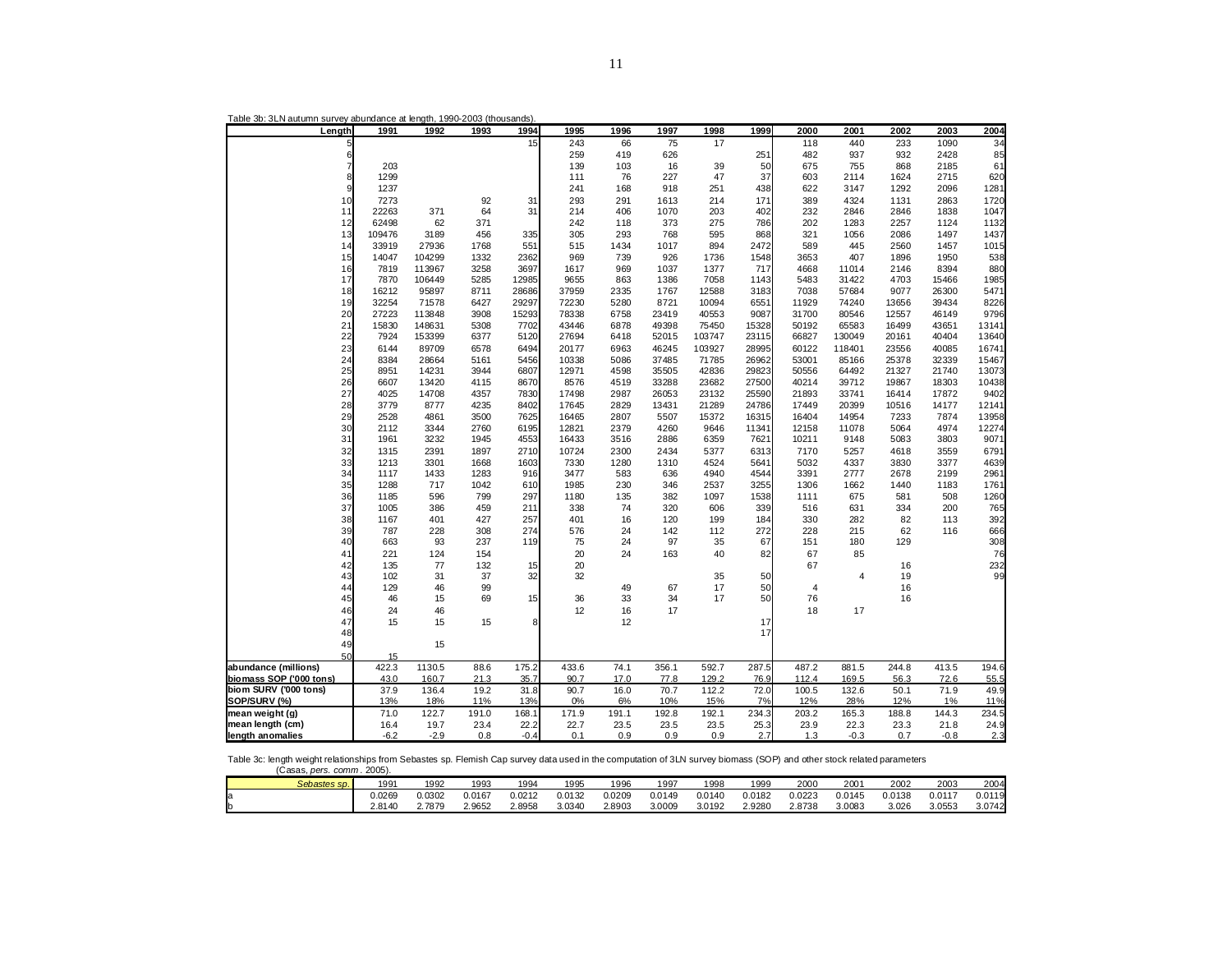Table 3b: 3LN autumn survey abundance at length, 1990-2003 (thousands).

| Length | 1991 | 1992 | 1993 | 1994 | 1995 | 1996 | 1997 | 1998 | 1999 | 2000 | 2001 | 2002 | 2003 | 2004 |
|---|---|---|---|---|---|---|---|---|---|---|---|---|---|---|
| 5 | | | | 15 | 243 | 66 | 75 | 17 | | 118 | 440 | 233 | 1090 | 34 |
| 6 | | | | | 259 | 419 | 626 | | 251 | 482 | 937 | 932 | 2428 | 85 |
| 7 | 203 | | | | 139 | 103 | 16 | 39 | 50 | 675 | 755 | 868 | 2185 | 61 |
| 8 | 1299 | | | | 111 | 76 | 227 | 47 | 37 | 603 | 2114 | 1624 | 2715 | 620 |
| 9 | 1237 | | | | 241 | 168 | 918 | 251 | 438 | 622 | 3147 | 1292 | 2096 | 1281 |
| 10 | 7273 | | 92 | 31 | 293 | 291 | 1613 | 214 | 171 | 389 | 4324 | 1131 | 2863 | 1720 |
| 11 | 22263 | 371 | 64 | 31 | 214 | 406 | 1070 | 203 | 402 | 232 | 2846 | 2846 | 1838 | 1047 |
| 12 | 62498 | 62 | 371 | | 242 | 118 | 373 | 275 | 786 | 202 | 1283 | 2257 | 1124 | 1132 |
| 13 | 109476 | 3189 | 456 | 335 | 305 | 293 | 768 | 595 | 868 | 321 | 1056 | 2086 | 1497 | 1437 |
| 14 | 33919 | 27936 | 1768 | 551 | 515 | 1434 | 1017 | 894 | 2472 | 589 | 445 | 2560 | 1457 | 1015 |
| 15 | 14047 | 104299 | 1332 | 2362 | 969 | 739 | 926 | 1736 | 1548 | 3653 | 407 | 1896 | 1950 | 538 |
| 16 | 7819 | 113967 | 3258 | 3697 | 1617 | 969 | 1037 | 1377 | 717 | 4668 | 11014 | 2146 | 8394 | 880 |
| 17 | 7870 | 106449 | 5285 | 12985 | 9655 | 863 | 1386 | 7058 | 1143 | 5483 | 31422 | 4703 | 15466 | 1985 |
| 18 | 16212 | 95897 | 8711 | 28686 | 37959 | 2335 | 1767 | 12588 | 3183 | 7038 | 57684 | 9077 | 26300 | 5471 |
| 19 | 32254 | 71578 | 6427 | 29297 | 72230 | 5280 | 8721 | 10094 | 6551 | 11929 | 74240 | 13656 | 39434 | 8226 |
| 20 | 27223 | 113848 | 3908 | 15293 | 78338 | 6758 | 23419 | 40553 | 9087 | 31700 | 80546 | 12557 | 46149 | 9796 |
| 21 | 15830 | 148631 | 5308 | 7702 | 43446 | 6878 | 49398 | 75450 | 15328 | 50192 | 65583 | 16499 | 43651 | 13141 |
| 22 | 7924 | 153399 | 6377 | 5120 | 27694 | 6418 | 52015 | 103747 | 23115 | 66827 | 130049 | 20161 | 40404 | 13640 |
| 23 | 6144 | 89709 | 6578 | 6494 | 20177 | 6963 | 46245 | 103927 | 28995 | 60122 | 118401 | 23556 | 40085 | 16741 |
| 24 | 8384 | 28664 | 5161 | 5456 | 10338 | 5086 | 37485 | 71785 | 26962 | 53001 | 85166 | 25378 | 32339 | 15467 |
| 25 | 8951 | 14231 | 3944 | 6807 | 12971 | 4598 | 35505 | 42836 | 29823 | 50556 | 64492 | 21327 | 21740 | 13073 |
| 26 | 6607 | 13420 | 4115 | 8670 | 8576 | 4519 | 33288 | 23682 | 27500 | 40214 | 39712 | 19867 | 18303 | 10438 |
| 27 | 4025 | 14708 | 4357 | 7830 | 17498 | 2987 | 26053 | 23132 | 25590 | 21893 | 33741 | 16414 | 17872 | 9402 |
| 28 | 3779 | 8777 | 4235 | 8402 | 17645 | 2829 | 13431 | 21289 | 24786 | 17449 | 20399 | 10516 | 14177 | 12141 |
| 29 | 2528 | 4861 | 3500 | 7625 | 16465 | 2807 | 5507 | 15372 | 16315 | 16404 | 14954 | 7233 | 7874 | 13958 |
| 30 | 2112 | 3344 | 2760 | 6195 | 12821 | 2379 | 4260 | 9646 | 11341 | 12158 | 11078 | 5064 | 4974 | 12274 |
| 31 | 1961 | 3232 | 1945 | 4553 | 16433 | 3516 | 2886 | 6359 | 7621 | 10211 | 9148 | 5083 | 3803 | 9071 |
| 32 | 1315 | 2391 | 1897 | 2710 | 10724 | 2300 | 2434 | 5377 | 6313 | 7170 | 5257 | 4618 | 3559 | 6791 |
| 33 | 1213 | 3301 | 1668 | 1603 | 7330 | 1280 | 1310 | 4524 | 5641 | 5032 | 4337 | 3830 | 3377 | 4639 |
| 34 | 1117 | 1433 | 1283 | 916 | 3477 | 583 | 636 | 4940 | 4544 | 3391 | 2777 | 2678 | 2199 | 2961 |
| 35 | 1288 | 717 | 1042 | 610 | 1985 | 230 | 346 | 2537 | 3255 | 1306 | 1662 | 1440 | 1183 | 1761 |
| 36 | 1185 | 596 | 799 | 297 | 1180 | 135 | 382 | 1097 | 1538 | 1111 | 675 | 581 | 508 | 1260 |
| 37 | 1005 | 386 | 459 | 211 | 338 | 74 | 320 | 606 | 339 | 516 | 631 | 334 | 200 | 765 |
| 38 | 1167 | 401 | 427 | 257 | 401 | 16 | 120 | 199 | 184 | 330 | 282 | 82 | 113 | 392 |
| 39 | 787 | 228 | 308 | 274 | 576 | 24 | 142 | 112 | 272 | 228 | 215 | 62 | 116 | 666 |
| 40 | 663 | 93 | 237 | 119 | 75 | 24 | 97 | 35 | 67 | 151 | 180 | 129 | | 308 |
| 41 | 221 | 124 | 154 | | 20 | 24 | 163 | 40 | 82 | 67 | 85 | | | 76 |
| 42 | 135 | 77 | 132 | 15 | 20 | | | | | 67 | | 16 | | 232 |
| 43 | 102 | 31 | 37 | 32 | 32 | | | 35 | 50 | | 4 | 19 | | 99 |
| 44 | 129 | 46 | 99 | | | 49 | 67 | 17 | 50 | 4 | | 16 | | |
| 45 | 46 | 15 | 69 | 15 | 36 | 33 | 34 | 17 | 50 | 76 | | 16 | | |
| 46 | 24 | 46 | | | 12 | 16 | 17 | | | 18 | 17 | | | |
| 47 | 15 | 15 | 15 | 8 | | 12 | | | 17 | | | | | |
| 48 | | | | | | | | | 17 | | | | | |
| 49 | | 15 | | | | | | | | | | | | |
| 50 | 15 | | | | | | | | | | | | | |
| **abundance (millions)** | 422.3 | 1130.5 | 88.6 | 175.2 | 433.6 | 74.1 | 356.1 | 592.7 | 287.5 | 487.2 | 881.5 | 244.8 | 413.5 | 194.6 |
| **biomass SOP ('000 tons)** | 43.0 | 160.7 | 21.3 | 35.7 | 90.7 | 17.0 | 77.8 | 129.2 | 76.9 | 112.4 | 169.5 | 56.3 | 72.6 | 55.5 |
| **biom SURV ('000 tons)** | 37.9 | 136.4 | 19.2 | 31.8 | 90.7 | 16.0 | 70.7 | 112.2 | 72.0 | 100.5 | 132.6 | 50.1 | 71.9 | 49.9 |
| **SOP/SURV (%)** | 13% | 18% | 11% | 13% | 0% | 6% | 10% | 15% | 7% | 12% | 28% | 12% | 1% | 11% |
| **mean weight (g)** | 71.0 | 122.7 | 191.0 | 168.1 | 171.9 | 191.1 | 192.8 | 192.1 | 234.3 | 203.2 | 165.3 | 188.8 | 144.3 | 234.5 |
| **mean length (cm)** | 16.4 | 19.7 | 23.4 | 22.2 | 22.7 | 23.5 | 23.5 | 23.5 | 25.3 | 23.9 | 22.3 | 23.3 | 21.8 | 24.9 |
| **length anomalies** | -6.2 | -2.9 | 0.8 | -0.4 | 0.1 | 0.9 | 0.9 | 0.9 | 2.7 | 1.3 | -0.3 | 0.7 | -0.8 | 2.3 |

Table 3c: length weight relationships from Sebastes sp. Flemish Cap survey data used in the computation of 3LN survey biomass (SOP) and other stock related parameters (Casas, *pers. comm*. 2005).

| *Sebastes sp.* | 1991 | 1992 | 1993 | 1994 | 1995 | 1996 | 1997 | 1998 | 1999 | 2000 | 2001 | 2002 | 2003 | 2004 |
|---|---|---|---|---|---|---|---|---|---|---|---|---|---|---|
| a | 0.0269 | 0.0302 | 0.0167 | 0.0212 | 0.0132 | 0.0209 | 0.0149 | 0.0140 | 0.0182 | 0.0223 | 0.0145 | 0.0138 | 0.0117 | 0.0119 |
| b | 2.8140 | 2.7879 | 2.9652 | 2.8958 | 3.0340 | 2.8903 | 3.0009 | 3.0192 | 2.9280 | 2.8738 | 3.0083 | 3.026 | 3.0553 | 3.0742 |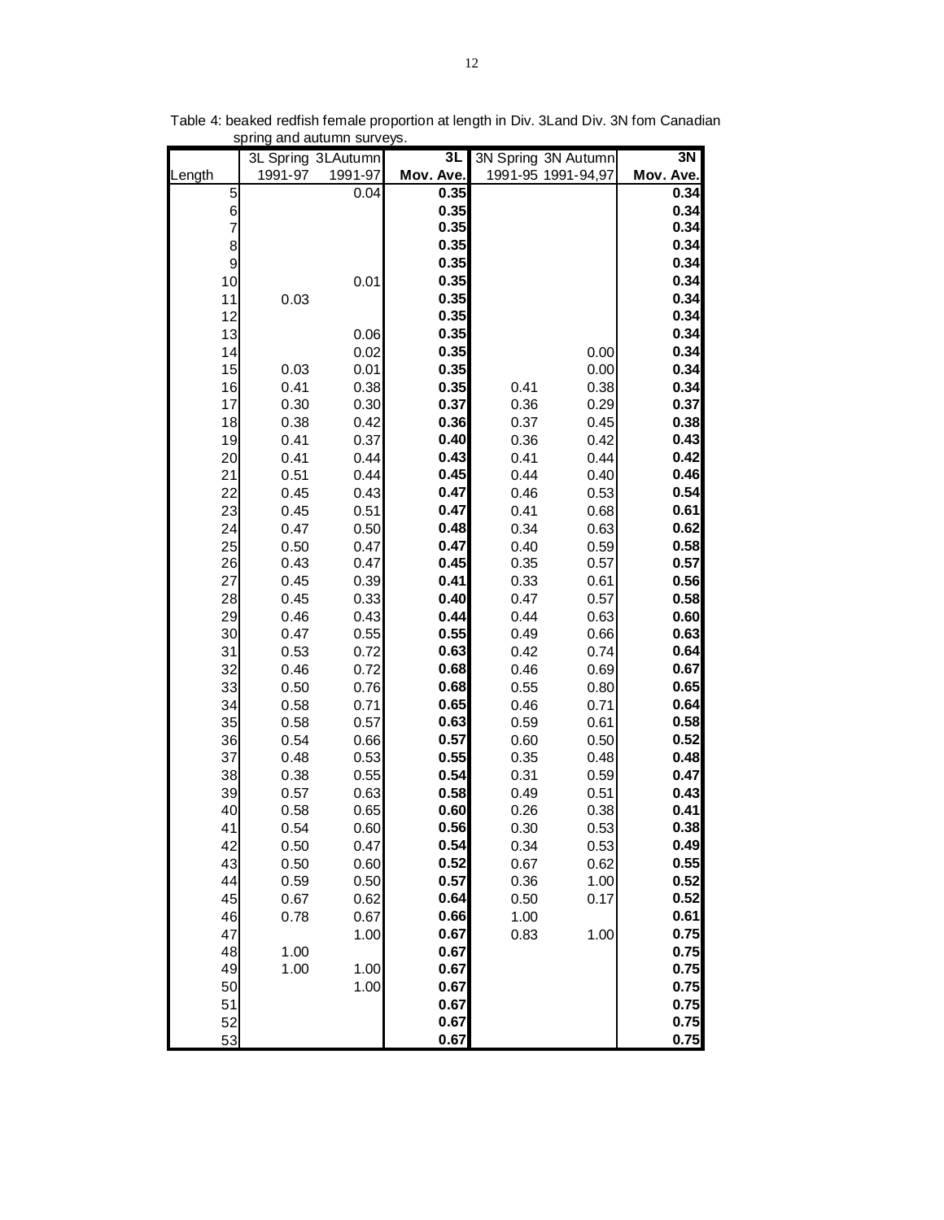Table 4: beaked redfish female proportion at length in Div. 3Land Div. 3N fom Canadian spring and autumn surveys.

| Length | 3L Spring 1991-97 | 3LAutumn 1991-97 | 3L Mov. Ave. | 3N Spring 1991-95 | 3N Autumn 1991-94,97 | 3N Mov. Ave. |
|---|---|---|---|---|---|---|
| 5 | | 0.04 | **0.35** | | | **0.34** |
| 6 | | | **0.35** | | | **0.34** |
| 7 | | | **0.35** | | | **0.34** |
| 8 | | | **0.35** | | | **0.34** |
| 9 | | | **0.35** | | | **0.34** |
| 10 | | 0.01 | **0.35** | | | **0.34** |
| 11 | 0.03 | | **0.35** | | | **0.34** |
| 12 | | | **0.35** | | | **0.34** |
| 13 | | 0.06 | **0.35** | | | **0.34** |
| 14 | | 0.02 | **0.35** | | 0.00 | **0.34** |
| 15 | 0.03 | 0.01 | **0.35** | | 0.00 | **0.34** |
| 16 | 0.41 | 0.38 | **0.35** | 0.41 | 0.38 | **0.34** |
| 17 | 0.30 | 0.30 | **0.37** | 0.36 | 0.29 | **0.37** |
| 18 | 0.38 | 0.42 | **0.36** | 0.37 | 0.45 | **0.38** |
| 19 | 0.41 | 0.37 | **0.40** | 0.36 | 0.42 | **0.43** |
| 20 | 0.41 | 0.44 | **0.43** | 0.41 | 0.44 | **0.42** |
| 21 | 0.51 | 0.44 | **0.45** | 0.44 | 0.40 | **0.46** |
| 22 | 0.45 | 0.43 | **0.47** | 0.46 | 0.53 | **0.54** |
| 23 | 0.45 | 0.51 | **0.47** | 0.41 | 0.68 | **0.61** |
| 24 | 0.47 | 0.50 | **0.48** | 0.34 | 0.63 | **0.62** |
| 25 | 0.50 | 0.47 | **0.47** | 0.40 | 0.59 | **0.58** |
| 26 | 0.43 | 0.47 | **0.45** | 0.35 | 0.57 | **0.57** |
| 27 | 0.45 | 0.39 | **0.41** | 0.33 | 0.61 | **0.56** |
| 28 | 0.45 | 0.33 | **0.40** | 0.47 | 0.57 | **0.58** |
| 29 | 0.46 | 0.43 | **0.44** | 0.44 | 0.63 | **0.60** |
| 30 | 0.47 | 0.55 | **0.55** | 0.49 | 0.66 | **0.63** |
| 31 | 0.53 | 0.72 | **0.63** | 0.42 | 0.74 | **0.64** |
| 32 | 0.46 | 0.72 | **0.68** | 0.46 | 0.69 | **0.67** |
| 33 | 0.50 | 0.76 | **0.68** | 0.55 | 0.80 | **0.65** |
| 34 | 0.58 | 0.71 | **0.65** | 0.46 | 0.71 | **0.64** |
| 35 | 0.58 | 0.57 | **0.63** | 0.59 | 0.61 | **0.58** |
| 36 | 0.54 | 0.66 | **0.57** | 0.60 | 0.50 | **0.52** |
| 37 | 0.48 | 0.53 | **0.55** | 0.35 | 0.48 | **0.48** |
| 38 | 0.38 | 0.55 | **0.54** | 0.31 | 0.59 | **0.47** |
| 39 | 0.57 | 0.63 | **0.58** | 0.49 | 0.51 | **0.43** |
| 40 | 0.58 | 0.65 | **0.60** | 0.26 | 0.38 | **0.41** |
| 41 | 0.54 | 0.60 | **0.56** | 0.30 | 0.53 | **0.38** |
| 42 | 0.50 | 0.47 | **0.54** | 0.34 | 0.53 | **0.49** |
| 43 | 0.50 | 0.60 | **0.52** | 0.67 | 0.62 | **0.55** |
| 44 | 0.59 | 0.50 | **0.57** | 0.36 | 1.00 | **0.52** |
| 45 | 0.67 | 0.62 | **0.64** | 0.50 | 0.17 | **0.52** |
| 46 | 0.78 | 0.67 | **0.66** | 1.00 | | **0.61** |
| 47 | | 1.00 | **0.67** | 0.83 | 1.00 | **0.75** |
| 48 | 1.00 | | **0.67** | | | **0.75** |
| 49 | 1.00 | 1.00 | **0.67** | | | **0.75** |
| 50 | | 1.00 | **0.67** | | | **0.75** |
| 51 | | | **0.67** | | | **0.75** |
| 52 | | | **0.67** | | | **0.75** |
| 53 | | | **0.67** | | | **0.75** |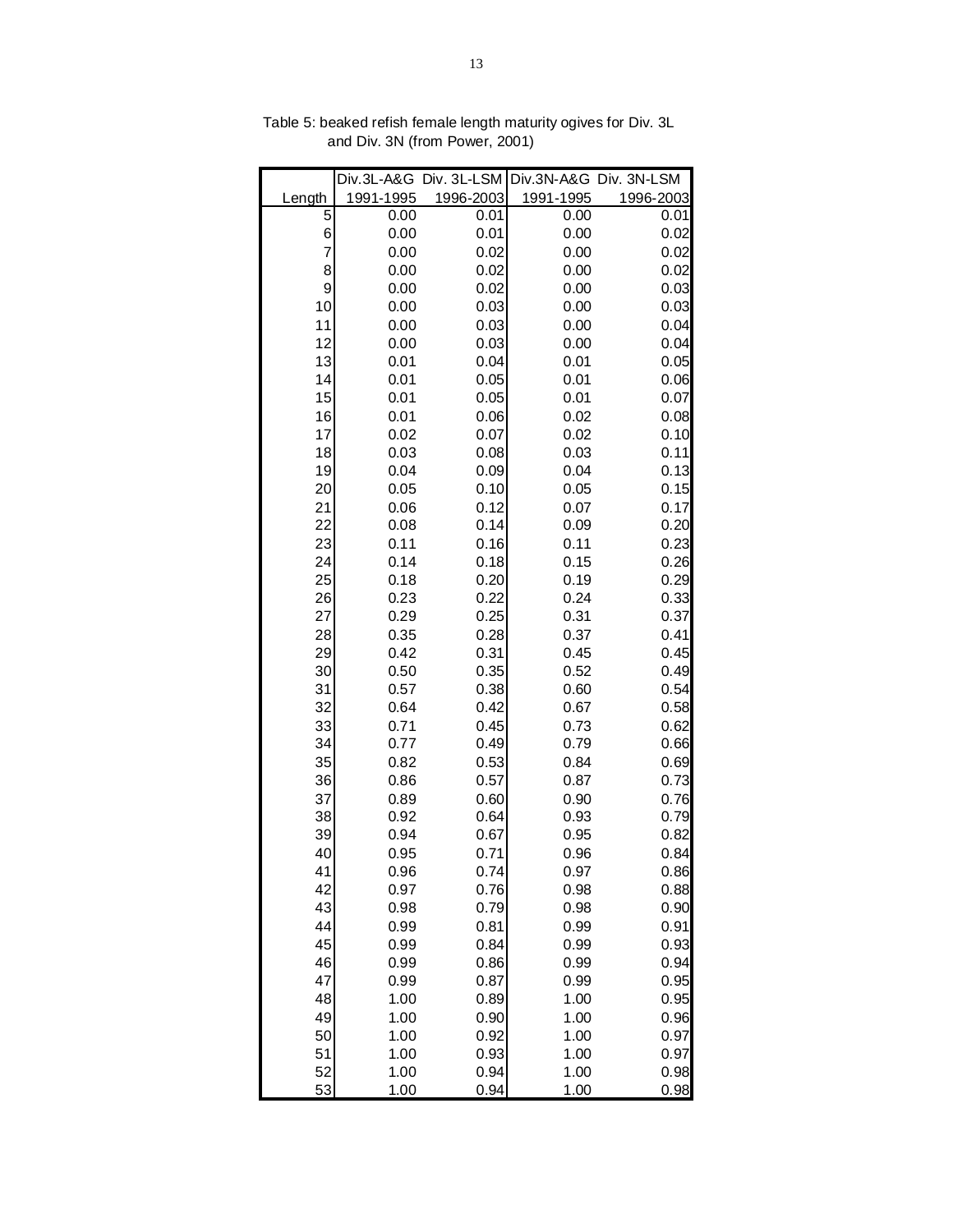Table 5: beaked refish female length maturity ogives for Div. 3L and Div. 3N (from Power, 2001)

| Length | Div.3L-A&G 1991-1995 | Div. 3L-LSM 1996-2003 | Div.3N-A&G 1991-1995 | Div. 3N-LSM 1996-2003 |
|---|---|---|---|---|
| 5 | 0.00 | 0.01 | 0.00 | 0.01 |
| 6 | 0.00 | 0.01 | 0.00 | 0.02 |
| 7 | 0.00 | 0.02 | 0.00 | 0.02 |
| 8 | 0.00 | 0.02 | 0.00 | 0.02 |
| 9 | 0.00 | 0.02 | 0.00 | 0.03 |
| 10 | 0.00 | 0.03 | 0.00 | 0.03 |
| 11 | 0.00 | 0.03 | 0.00 | 0.04 |
| 12 | 0.00 | 0.03 | 0.00 | 0.04 |
| 13 | 0.01 | 0.04 | 0.01 | 0.05 |
| 14 | 0.01 | 0.05 | 0.01 | 0.06 |
| 15 | 0.01 | 0.05 | 0.01 | 0.07 |
| 16 | 0.01 | 0.06 | 0.02 | 0.08 |
| 17 | 0.02 | 0.07 | 0.02 | 0.10 |
| 18 | 0.03 | 0.08 | 0.03 | 0.11 |
| 19 | 0.04 | 0.09 | 0.04 | 0.13 |
| 20 | 0.05 | 0.10 | 0.05 | 0.15 |
| 21 | 0.06 | 0.12 | 0.07 | 0.17 |
| 22 | 0.08 | 0.14 | 0.09 | 0.20 |
| 23 | 0.11 | 0.16 | 0.11 | 0.23 |
| 24 | 0.14 | 0.18 | 0.15 | 0.26 |
| 25 | 0.18 | 0.20 | 0.19 | 0.29 |
| 26 | 0.23 | 0.22 | 0.24 | 0.33 |
| 27 | 0.29 | 0.25 | 0.31 | 0.37 |
| 28 | 0.35 | 0.28 | 0.37 | 0.41 |
| 29 | 0.42 | 0.31 | 0.45 | 0.45 |
| 30 | 0.50 | 0.35 | 0.52 | 0.49 |
| 31 | 0.57 | 0.38 | 0.60 | 0.54 |
| 32 | 0.64 | 0.42 | 0.67 | 0.58 |
| 33 | 0.71 | 0.45 | 0.73 | 0.62 |
| 34 | 0.77 | 0.49 | 0.79 | 0.66 |
| 35 | 0.82 | 0.53 | 0.84 | 0.69 |
| 36 | 0.86 | 0.57 | 0.87 | 0.73 |
| 37 | 0.89 | 0.60 | 0.90 | 0.76 |
| 38 | 0.92 | 0.64 | 0.93 | 0.79 |
| 39 | 0.94 | 0.67 | 0.95 | 0.82 |
| 40 | 0.95 | 0.71 | 0.96 | 0.84 |
| 41 | 0.96 | 0.74 | 0.97 | 0.86 |
| 42 | 0.97 | 0.76 | 0.98 | 0.88 |
| 43 | 0.98 | 0.79 | 0.98 | 0.90 |
| 44 | 0.99 | 0.81 | 0.99 | 0.91 |
| 45 | 0.99 | 0.84 | 0.99 | 0.93 |
| 46 | 0.99 | 0.86 | 0.99 | 0.94 |
| 47 | 0.99 | 0.87 | 0.99 | 0.95 |
| 48 | 1.00 | 0.89 | 1.00 | 0.95 |
| 49 | 1.00 | 0.90 | 1.00 | 0.96 |
| 50 | 1.00 | 0.92 | 1.00 | 0.97 |
| 51 | 1.00 | 0.93 | 1.00 | 0.97 |
| 52 | 1.00 | 0.94 | 1.00 | 0.98 |
| 53 | 1.00 | 0.94 | 1.00 | 0.98 |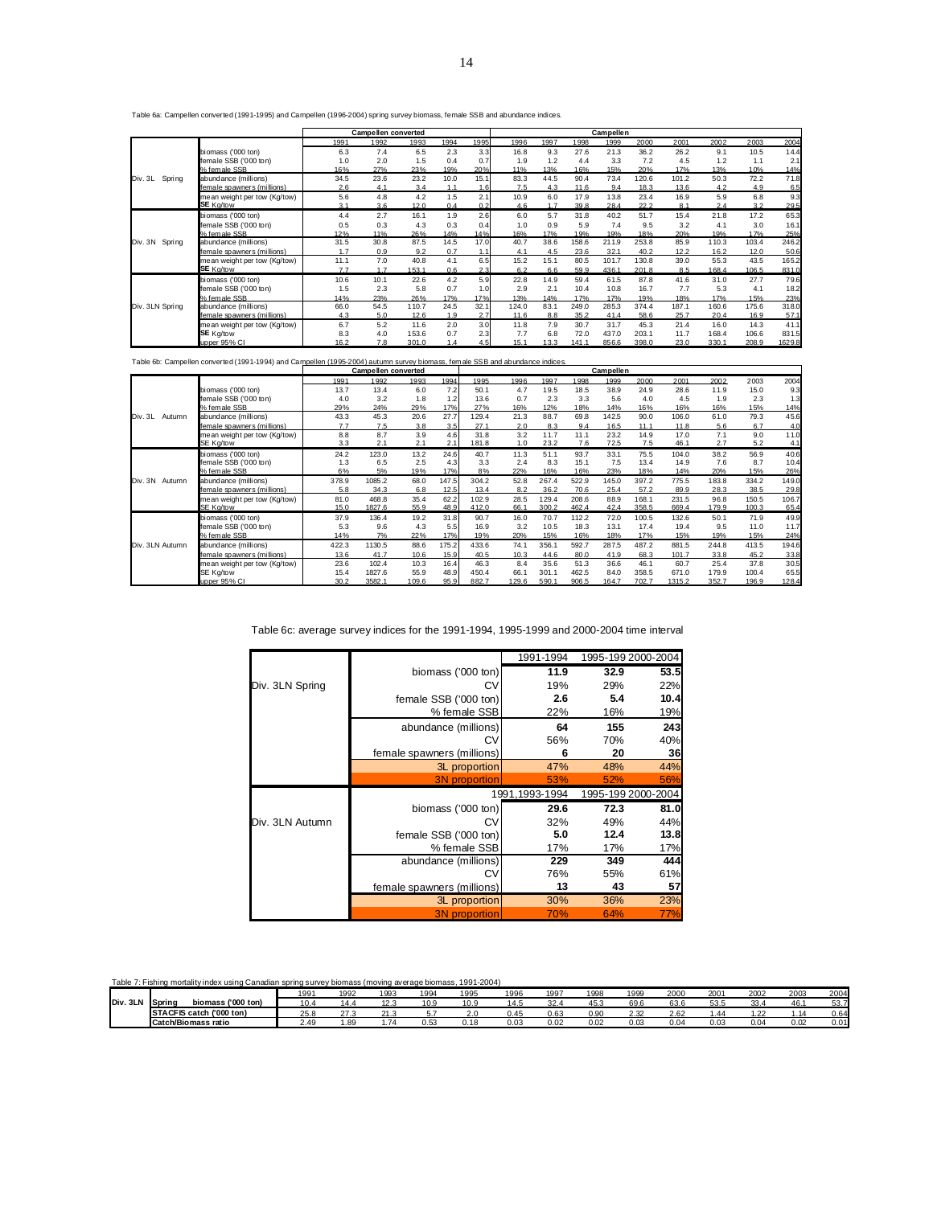Table 6a: Campellen converted (1991-1995) and Campellen (1996-2004) spring survey biomass, female SSB and abundance indices.

| | | Campellen converted | | | | | Campellen | | | | | | | | |
|---|---|---|---|---|---|---|---|---|---|---|---|---|---|---|---|
| | | 1991 | 1992 | 1993 | 1994 | 1995 | 1996 | 1997 | 1998 | 1999 | 2000 | 2001 | 2002 | 2003 | 2004 |
| Div. 3L Spring | biomass ('000 ton) | 6.3 | 7.4 | 6.5 | 2.3 | 3.3 | 16.8 | 9.3 | 27.6 | 21.3 | 36.2 | 26.2 | 9.1 | 10.5 | 14.4 |
| | female SSB ('000 ton) | 1.0 | 2.0 | 1.5 | 0.4 | 0.7 | 1.9 | 1.2 | 4.4 | 3.3 | 7.2 | 4.5 | 1.2 | 1.1 | 2.1 |
| | % female SSB | 16% | 27% | 23% | 19% | 20% | 11% | 13% | 16% | 15% | 20% | 17% | 13% | 10% | 14% |
| | abundance (millions) | 34.5 | 23.6 | 23.2 | 10.0 | 15.1 | 83.3 | 44.5 | 90.4 | 73.4 | 120.6 | 101.2 | 50.3 | 72.2 | 71.8 |
| | female spawners (millions) | 2.6 | 4.1 | 3.4 | 1.1 | 1.6 | 7.5 | 4.3 | 11.6 | 9.4 | 18.3 | 13.6 | 4.2 | 4.9 | 6.5 |
| | mean weight per tow (Kg/tow) | 5.6 | 4.8 | 4.2 | 1.5 | 2.1 | 10.9 | 6.0 | 17.9 | 13.8 | 23.4 | 16.9 | 5.9 | 6.8 | 9.3 |
| | **SE** Kg/tow | 3.1 | 3.6 | 12.0 | 0.4 | 0.2 | 4.6 | 1.7 | 39.8 | 28.4 | 22.2 | 8.1 | 2.4 | 3.2 | 29.5 |
| Div. 3N Spring | biomass ('000 ton) | 4.4 | 2.7 | 16.1 | 1.9 | 2.6 | 6.0 | 5.7 | 31.8 | 40.2 | 51.7 | 15.4 | 21.8 | 17.2 | 65.3 |
| | female SSB ('000 ton) | 0.5 | 0.3 | 4.3 | 0.3 | 0.4 | 1.0 | 0.9 | 5.9 | 7.4 | 9.5 | 3.2 | 4.1 | 3.0 | 16.1 |
| | % female SSB | 12% | 11% | 26% | 14% | 14% | 16% | 17% | 19% | 19% | 18% | 20% | 19% | 17% | 25% |
| | abundance (millions) | 31.5 | 30.8 | 87.5 | 14.5 | 17.0 | 40.7 | 38.6 | 158.6 | 211.9 | 253.8 | 85.9 | 110.3 | 103.4 | 246.2 |
| | female spawners (millions) | 1.7 | 0.9 | 9.2 | 0.7 | 1.1 | 4.1 | 4.5 | 23.6 | 32.1 | 40.2 | 12.2 | 16.2 | 12.0 | 50.6 |
| | mean weight per tow (Kg/tow) | 11.1 | 7.0 | 40.8 | 4.1 | 6.5 | 15.2 | 15.1 | 80.5 | 101.7 | 130.8 | 39.0 | 55.3 | 43.5 | 165.2 |
| | **SE** Kg/tow | 7.7 | 1.7 | 153.1 | 0.6 | 2.3 | 6.2 | 6.6 | 59.9 | 436.1 | 201.8 | 8.5 | 168.4 | 106.5 | 831.0 |
| Div. 3LN Spring | biomass ('000 ton) | 10.6 | 10.1 | 22.6 | 4.2 | 5.9 | 22.8 | 14.9 | 59.4 | 61.5 | 87.8 | 41.6 | 31.0 | 27.7 | 79.6 |
| | female SSB ('000 ton) | 1.5 | 2.3 | 5.8 | 0.7 | 1.0 | 2.9 | 2.1 | 10.4 | 10.8 | 16.7 | 7.7 | 5.3 | 4.1 | 18.2 |
| | % female SSB | 14% | 23% | 26% | 17% | 17% | 13% | 14% | 17% | 17% | 19% | 18% | 17% | 15% | 23% |
| | abundance (millions) | 66.0 | 54.5 | 110.7 | 24.5 | 32.1 | 124.0 | 83.1 | 249.0 | 285.3 | 374.4 | 187.1 | 160.6 | 175.6 | 318.0 |
| | female spawners (millions) | 4.3 | 5.0 | 12.6 | 1.9 | 2.7 | 11.6 | 8.8 | 35.2 | 41.4 | 58.6 | 25.7 | 20.4 | 16.9 | 57.1 |
| | mean weight per tow (Kg/tow) | 6.7 | 5.2 | 11.6 | 2.0 | 3.0 | 11.8 | 7.9 | 30.7 | 31.7 | 45.3 | 21.4 | 16.0 | 14.3 | 41.1 |
| | **SE** Kg/tow | 8.3 | 4.0 | 153.6 | 0.7 | 2.3 | 7.7 | 6.8 | 72.0 | 437.0 | 203.1 | 11.7 | 168.4 | 106.6 | 831.5 |
| | upper 95% CI | 16.2 | 7.8 | 301.0 | 1.4 | 4.5 | 15.1 | 13.3 | 141.1 | 856.6 | 398.0 | 23.0 | 330.1 | 208.9 | 1629.8 |

Table 6b: Campellen converted (1991-1994) and Campellen (1995-2004) autumn survey biomass, female SSB and abundance indices.

| | | Campellen converted | | | | Campellen | | | | | | | | | |
|---|---|---|---|---|---|---|---|---|---|---|---|---|---|---|---|
| | | 1991 | 1992 | 1993 | 1994 | 1995 | 1996 | 1997 | 1998 | 1999 | 2000 | 2001 | 2002 | 2003 | 2004 |
| Div. 3L Autumn | biomass ('000 ton) | 13.7 | 13.4 | 6.0 | 7.2 | 50.1 | 4.7 | 19.5 | 18.5 | 38.9 | 24.9 | 28.6 | 11.9 | 15.0 | 9.3 |
| | female SSB ('000 ton) | 4.0 | 3.2 | 1.8 | 1.2 | 13.6 | 0.7 | 2.3 | 3.3 | 5.6 | 4.0 | 4.5 | 1.9 | 2.3 | 1.3 |
| | % female SSB | 29% | 24% | 29% | 17% | 27% | 16% | 12% | 18% | 14% | 16% | 16% | 16% | 15% | 14% |
| | abundance (millions) | 43.3 | 45.3 | 20.6 | 27.7 | 129.4 | 21.3 | 88.7 | 69.8 | 142.5 | 90.0 | 106.0 | 61.0 | 79.3 | 45.6 |
| | female spawners (millions) | 7.7 | 7.5 | 3.8 | 3.5 | 27.1 | 2.0 | 8.3 | 9.4 | 16.5 | 11.1 | 11.8 | 5.6 | 6.7 | 4.0 |
| | mean weight per tow (Kg/tow) | 8.8 | 8.7 | 3.9 | 4.6 | 31.8 | 3.2 | 11.7 | 11.1 | 23.2 | 14.9 | 17.0 | 7.1 | 9.0 | 11.0 |
| | SE Kg/tow | 3.3 | 2.1 | 2.1 | 2.1 | 181.8 | 1.0 | 23.2 | 7.6 | 72.5 | 7.5 | 46.1 | 2.7 | 5.2 | 4.1 |
| Div. 3N Autumn | biomass ('000 ton) | 24.2 | 123.0 | 13.2 | 24.6 | 40.7 | 11.3 | 51.1 | 93.7 | 33.1 | 75.5 | 104.0 | 38.2 | 56.9 | 40.6 |
| | female SSB ('000 ton) | 1.3 | 6.5 | 2.5 | 4.3 | 3.3 | 2.4 | 8.3 | 15.1 | 7.5 | 13.4 | 14.9 | 7.6 | 8.7 | 10.4 |
| | % female SSB | 6% | 5% | 19% | 17% | 8% | 22% | 16% | 16% | 23% | 18% | 14% | 20% | 15% | 26% |
| | abundance (millions) | 378.9 | 1085.2 | 68.0 | 147.5 | 304.2 | 52.8 | 267.4 | 522.9 | 145.0 | 397.2 | 775.5 | 183.8 | 334.2 | 149.0 |
| | female spawners (millions) | 5.8 | 34.3 | 6.8 | 12.5 | 13.4 | 8.2 | 36.2 | 70.6 | 25.4 | 57.2 | 89.9 | 28.3 | 38.5 | 29.8 |
| | mean weight per tow (Kg/tow) | 81.0 | 468.8 | 35.4 | 62.2 | 102.9 | 28.5 | 129.4 | 208.6 | 88.9 | 168.1 | 231.5 | 96.8 | 150.5 | 106.7 |
| | SE Kg/tow | 15.0 | 1827.6 | 55.9 | 48.9 | 412.0 | 66.1 | 300.2 | 462.4 | 42.4 | 358.5 | 669.4 | 179.9 | 100.3 | 65.4 |
| Div. 3LN Autumn | biomass ('000 ton) | 37.9 | 136.4 | 19.2 | 31.8 | 90.7 | 16.0 | 70.7 | 112.2 | 72.0 | 100.5 | 132.6 | 50.1 | 71.9 | 49.9 |
| | female SSB ('000 ton) | 5.3 | 9.6 | 4.3 | 5.5 | 16.9 | 3.2 | 10.5 | 18.3 | 13.1 | 17.4 | 19.4 | 9.5 | 11.0 | 11.7 |
| | % female SSB | 14% | 7% | 22% | 17% | 19% | 20% | 15% | 16% | 18% | 17% | 15% | 19% | 15% | 24% |
| | abundance (millions) | 422.3 | 1130.5 | 88.6 | 175.2 | 433.6 | 74.1 | 356.1 | 592.7 | 287.5 | 487.2 | 881.5 | 244.8 | 413.5 | 194.6 |
| | female spawners (millions) | 13.6 | 41.7 | 10.6 | 15.9 | 40.5 | 10.3 | 44.6 | 80.0 | 41.9 | 68.3 | 101.7 | 33.8 | 45.2 | 33.8 |
| | mean weight per tow (Kg/tow) | 23.6 | 102.4 | 10.3 | 16.4 | 46.3 | 8.4 | 35.6 | 51.3 | 36.6 | 46.1 | 60.7 | 25.4 | 37.8 | 30.5 |
| | SE Kg/tow | 15.4 | 1827.6 | 55.9 | 48.9 | 450.4 | 66.1 | 301.1 | 462.5 | 84.0 | 358.5 | 671.0 | 179.9 | 100.4 | 65.5 |
| | upper 95% CI | 30.2 | 3582.1 | 109.6 | 95.9 | 882.7 | 129.6 | 590.1 | 906.5 | 164.7 | 702.7 | 1315.2 | 352.7 | 196.9 | 128.4 |

Table 6c: average survey indices for the 1991-1994, 1995-1999 and 2000-2004 time interval

| | | 1991-1994 | 1995-1999 | 2000-2004 |
|---|---|---|---|---|
| Div. 3LN Spring | biomass ('000 ton) | **11.9** | **32.9** | **53.5** |
| | CV | 19% | 29% | 22% |
| | female SSB ('000 ton) | **2.6** | **5.4** | **10.4** |
| | % female SSB | 22% | 16% | 19% |
| | abundance (millions) | **64** | **155** | **243** |
| | CV | 56% | 70% | 40% |
| | female spawners (millions) | **6** | **20** | **36** |
| | 3L proportion | 47% | 48% | 44% |
| | 3N proportion | 53% | 52% | 56% |
| | | 1991,1993-1994 | 1995-1999 | 2000-2004 |
| Div. 3LN Autumn | biomass ('000 ton) | **29.6** | **72.3** | **81.0** |
| | CV | 32% | 49% | 44% |
| | female SSB ('000 ton) | **5.0** | **12.4** | **13.8** |
| | % female SSB | 17% | 17% | 17% |
| | abundance (millions) | **229** | **349** | **444** |
| | CV | 76% | 55% | 61% |
| | female spawners (millions) | **13** | **43** | **57** |
| | 3L proportion | 30% | 36% | 23% |
| | 3N proportion | 70% | 64% | 77% |

Table 7: Fishing mortality index using Canadian spring survey biomass (moving average biomass, 1991-2004)

| | | 1991 | 1992 | 1993 | 1994 | 1995 | 1996 | 1997 | 1998 | 1999 | 2000 | 2001 | 2002 | 2003 | 2004 |
|---|---|---|---|---|---|---|---|---|---|---|---|---|---|---|---|
| **Div. 3LN** | **Spring biomass ('000 ton)** | 10.4 | 14.4 | 12.3 | 10.9 | 10.9 | 14.5 | 32.4 | 45.3 | 69.6 | 63.6 | 53.5 | 33.4 | 46.1 | 53.7 |
| | **STACFIS catch ('000 ton)** | 25.8 | 27.3 | 21.3 | 5.7 | 2.0 | 0.45 | 0.63 | 0.90 | 2.32 | 2.62 | 1.44 | 1.22 | 1.14 | 0.64 |
| | **Catch/Biomass ratio** | 2.49 | 1.89 | 1.74 | 0.53 | 0.18 | 0.03 | 0.02 | 0.02 | 0.03 | 0.04 | 0.03 | 0.04 | 0.02 | 0.01 |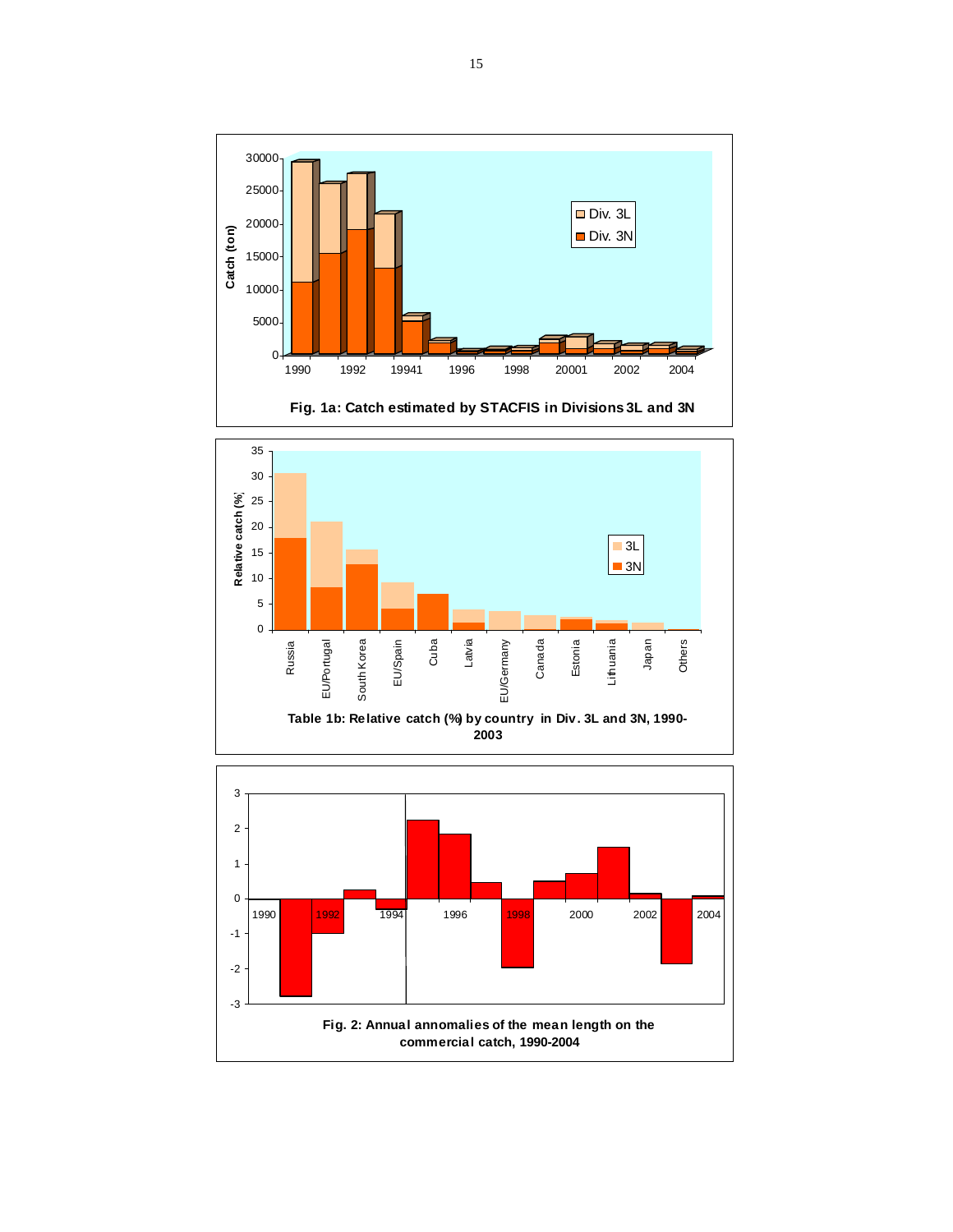Fig. 1a: Catch estimated by STACFIS in Divisions 3L and 3N

Table 1b: Relative catch (%) by country in Div. 3L and 3N, 1990-2003

Fig. 2: Annual annomalies of the mean length on the commercial catch, 1990-2004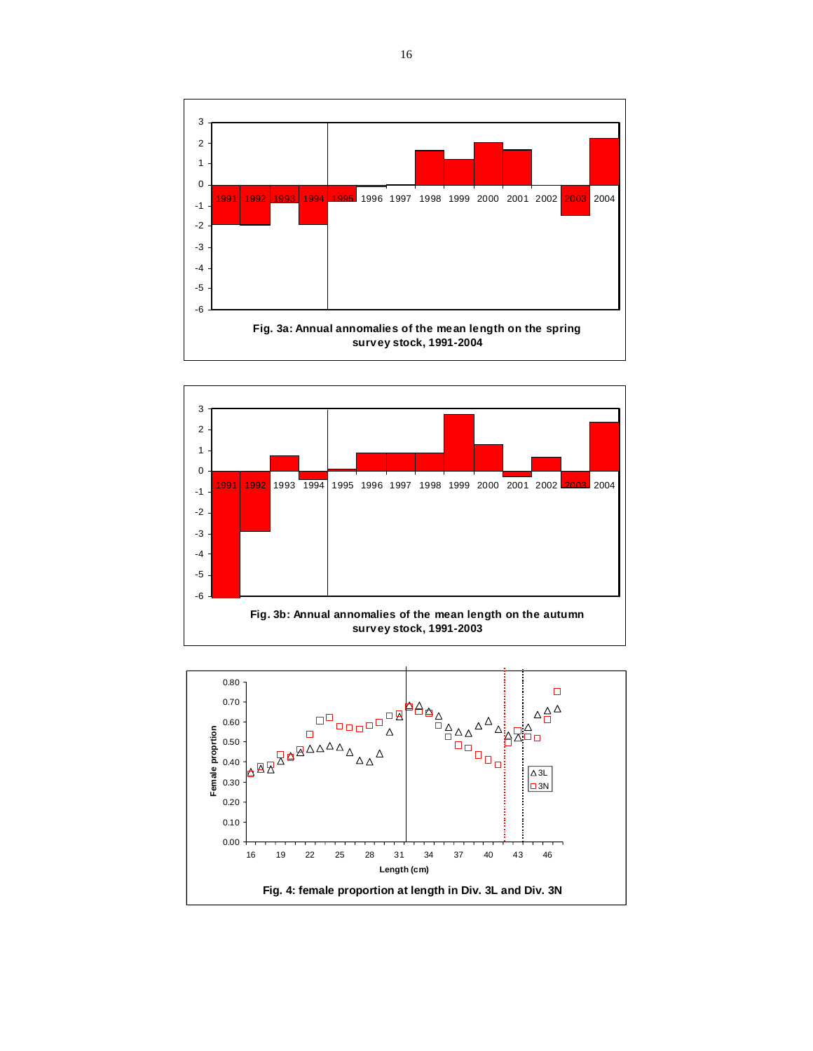Fig. 3a: Annual annomalies of the mean length on the spring survey stock, 1991-2004

Fig. 3b: Annual annomalies of the mean length on the autumn survey stock, 1991-2003

Fig. 4: female proportion at length in Div. 3L and Div. 3N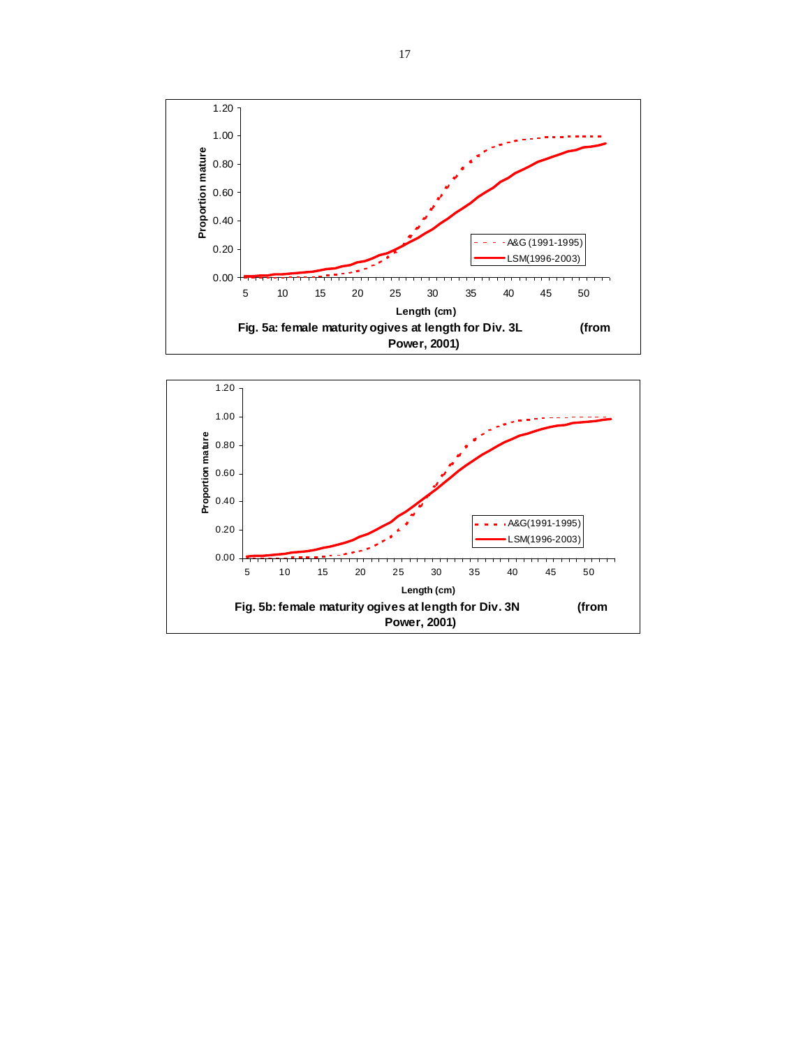Fig. 5a: female maturity ogives at length for Div. 3L (from Power, 2001)

Fig. 5b: female maturity ogives at length for Div. 3N (from Power, 2001)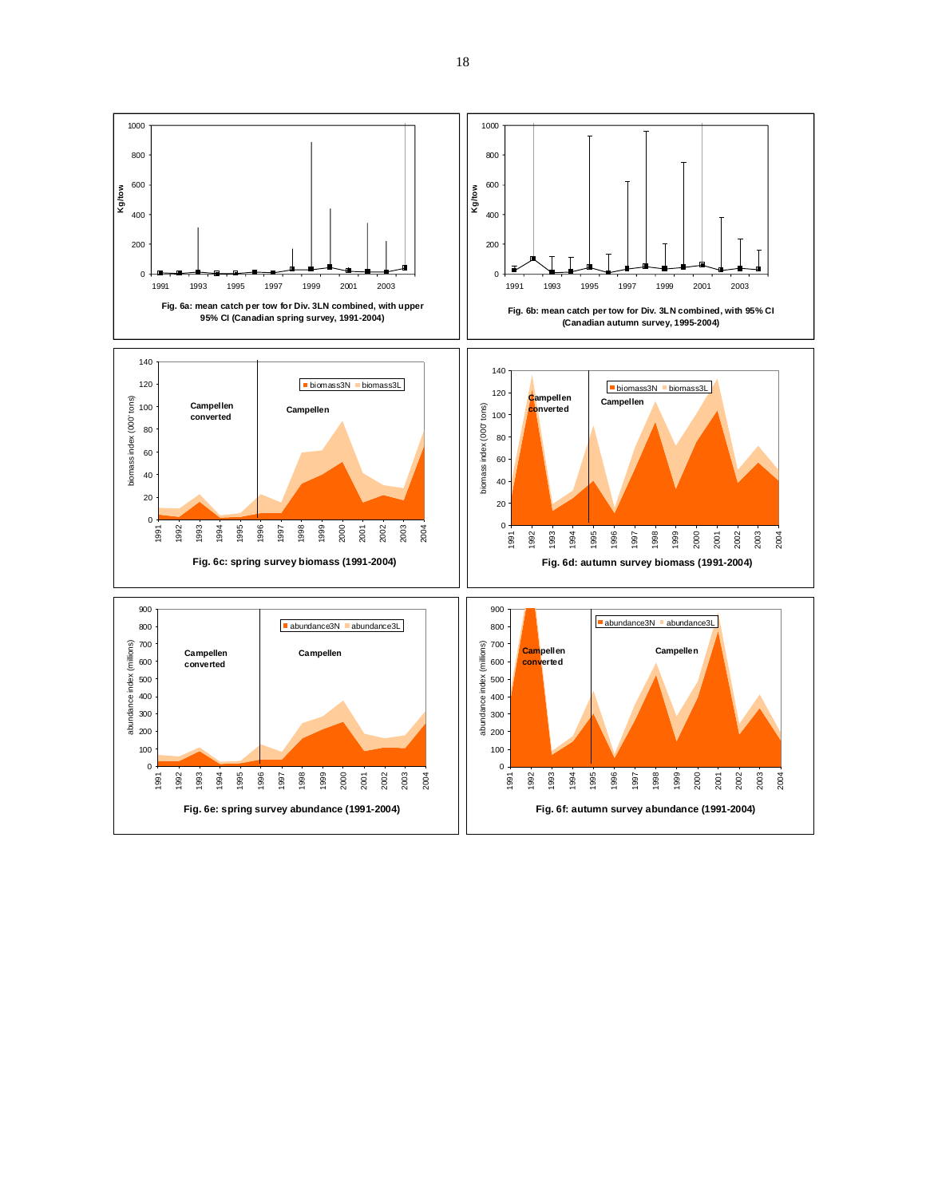Fig. 6a: mean catch per tow for Div. 3LN combined, with upper 95% CI (Canadian spring survey, 1991-2004)

Fig. 6b: mean catch per tow for Div. 3LN combined, with 95% CI (Canadian autumn survey, 1995-2004)

Fig. 6c: spring survey biomass (1991-2004)

Fig. 6d: autumn survey biomass (1991-2004)

Fig. 6e: spring survey abundance (1991-2004)

Fig. 6f: autumn survey abundance (1991-2004)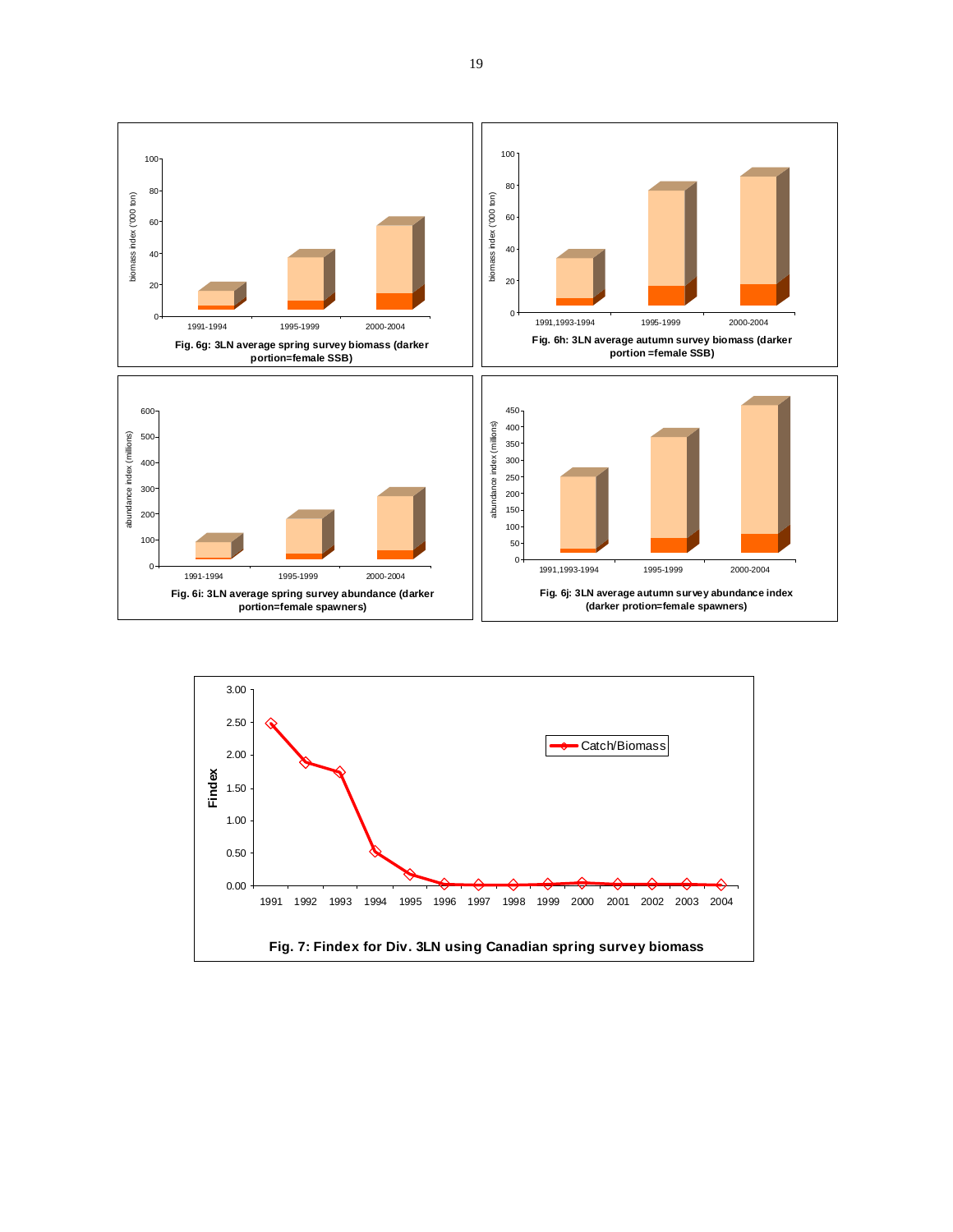biomass index ('000 ton)
100
80
60
40
20
0
1991-1994
1995-1999
2000-2004

**Fig. 6g: 3LN average spring survey biomass (darker portion=female SSB)**

biomass index ('000 ton)
100
80
60
40
20
0
1991,1993-1994
1995-1999
2000-2004

**Fig. 6h: 3LN average autumn survey biomass (darker portion =female SSB)**

abundance index (millions)
600
500
400
300
200
100
0
1991-1994
1995-1999
2000-2004

**Fig. 6i: 3LN average spring survey abundance (darker portion=female spawners)**

abundance index (millions)
450
400
350
300
250
200
150
100
50
0
1991,1993-1994
1995-1999
2000-2004

**Fig. 6j: 3LN average autumn survey abundance index (darker protion=female spawners)**

Findex
3.00
2.50
2.00
1.50
1.00
0.50
0.00
1991 1992 1993 1994 1995 1996 1997 1998 1999 2000 2001 2002 2003 2004
Catch/Biomass

**Fig. 7: Findex for Div. 3LN using Canadian spring survey biomass**